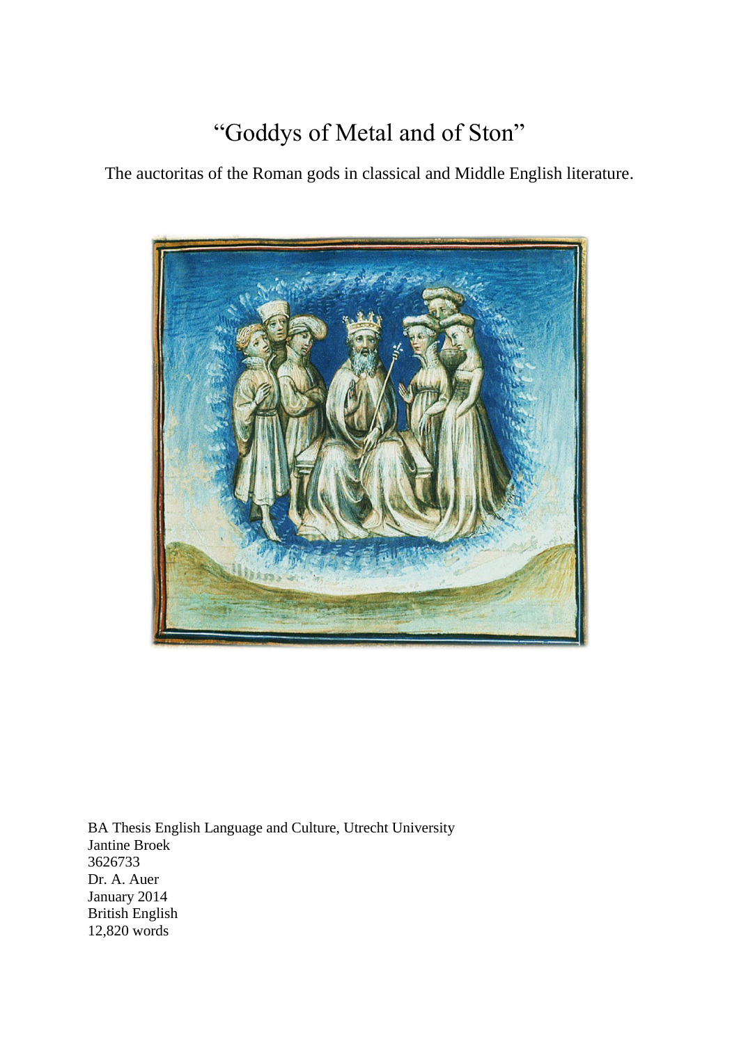# "Goddys of Metal and of Ston"

The auctoritas of the Roman gods in classical and Middle English literature.

BA Thesis English Language and Culture, Utrecht University
Jantine Broek
3626733
Dr. A. Auer
January 2014
British English
12,820 words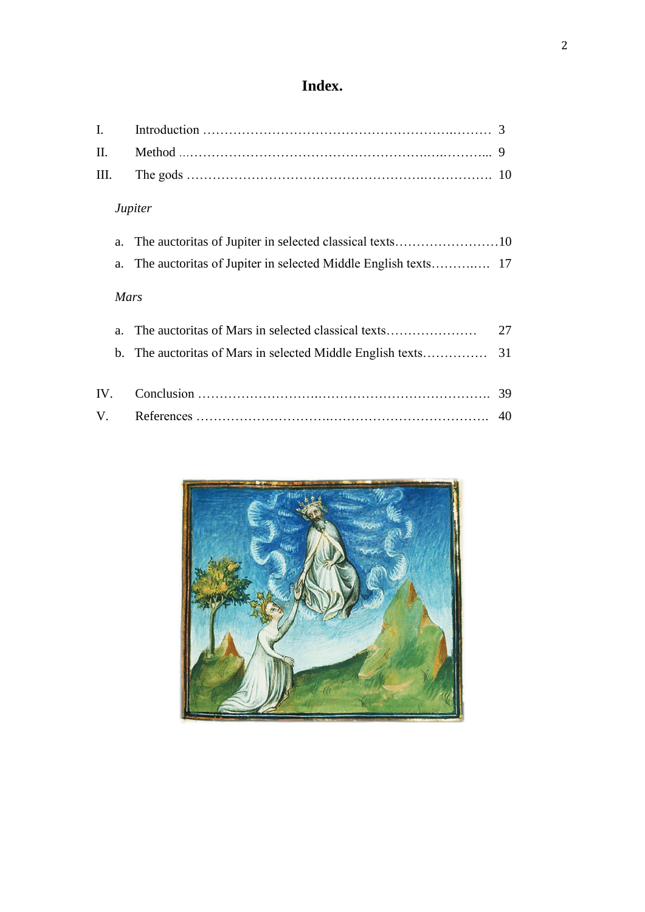# Index.

I. Introduction ……………………………………………………..……… 3

II. Method ..………………………………………………….…..……... 9

III. The gods ………………………………………………..……………. 10

*Jupiter*

a. The auctoritas of Jupiter in selected classical texts……………………10

a. The auctoritas of Jupiter in selected Middle English texts………..…. 17

*Mars*

a. The auctoritas of Mars in selected classical texts………………… 27

b. The auctoritas of Mars in selected Middle English texts…………… 31

IV. Conclusion ……………………….………………………………. 39

V. References …………………………..………………………………. 40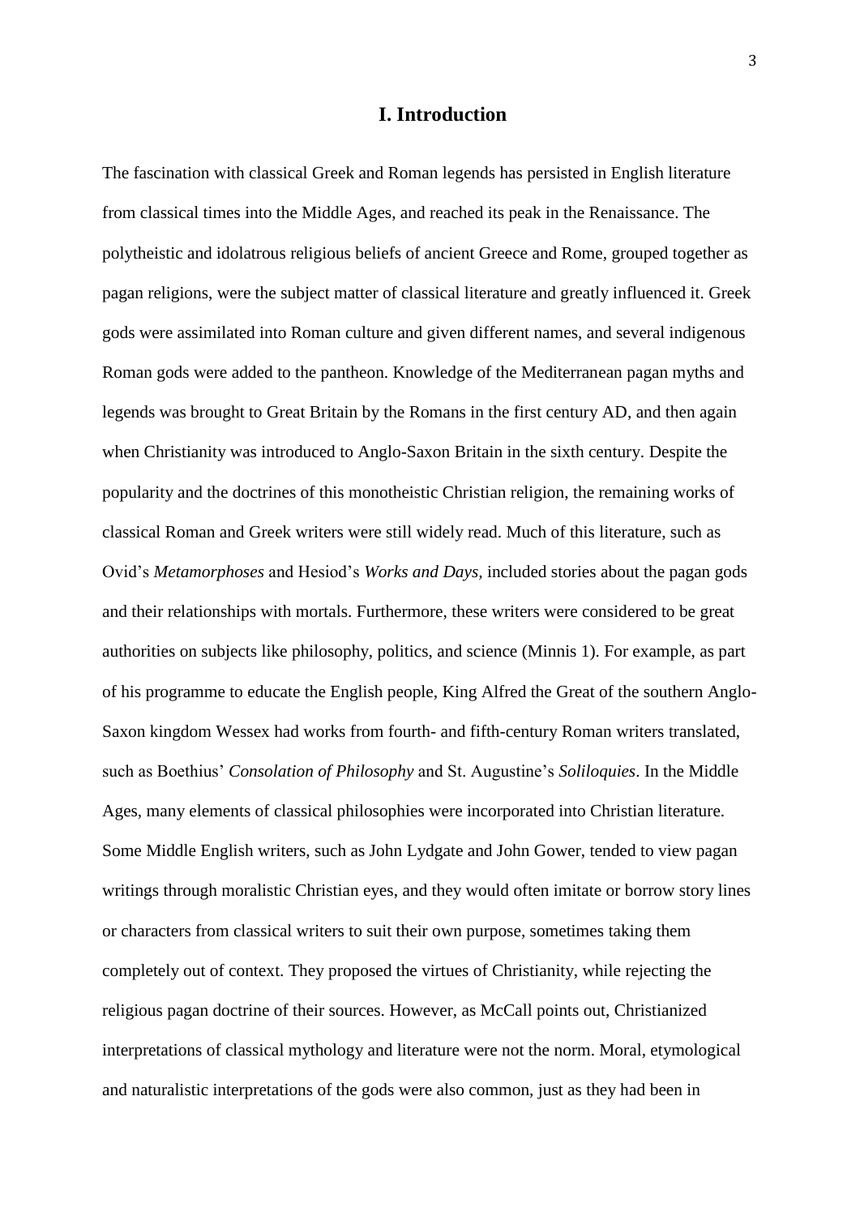# I. Introduction

The fascination with classical Greek and Roman legends has persisted in English literature from classical times into the Middle Ages, and reached its peak in the Renaissance. The polytheistic and idolatrous religious beliefs of ancient Greece and Rome, grouped together as pagan religions, were the subject matter of classical literature and greatly influenced it. Greek gods were assimilated into Roman culture and given different names, and several indigenous Roman gods were added to the pantheon. Knowledge of the Mediterranean pagan myths and legends was brought to Great Britain by the Romans in the first century AD, and then again when Christianity was introduced to Anglo-Saxon Britain in the sixth century. Despite the popularity and the doctrines of this monotheistic Christian religion, the remaining works of classical Roman and Greek writers were still widely read. Much of this literature, such as Ovid's *Metamorphoses* and Hesiod's *Works and Days,* included stories about the pagan gods and their relationships with mortals. Furthermore, these writers were considered to be great authorities on subjects like philosophy, politics, and science (Minnis 1). For example, as part of his programme to educate the English people, King Alfred the Great of the southern Anglo-Saxon kingdom Wessex had works from fourth- and fifth-century Roman writers translated, such as Boethius' *Consolation of Philosophy* and St. Augustine's *Soliloquies*. In the Middle Ages, many elements of classical philosophies were incorporated into Christian literature. Some Middle English writers, such as John Lydgate and John Gower, tended to view pagan writings through moralistic Christian eyes, and they would often imitate or borrow story lines or characters from classical writers to suit their own purpose, sometimes taking them completely out of context. They proposed the virtues of Christianity, while rejecting the religious pagan doctrine of their sources. However, as McCall points out, Christianized interpretations of classical mythology and literature were not the norm. Moral, etymological and naturalistic interpretations of the gods were also common, just as they had been in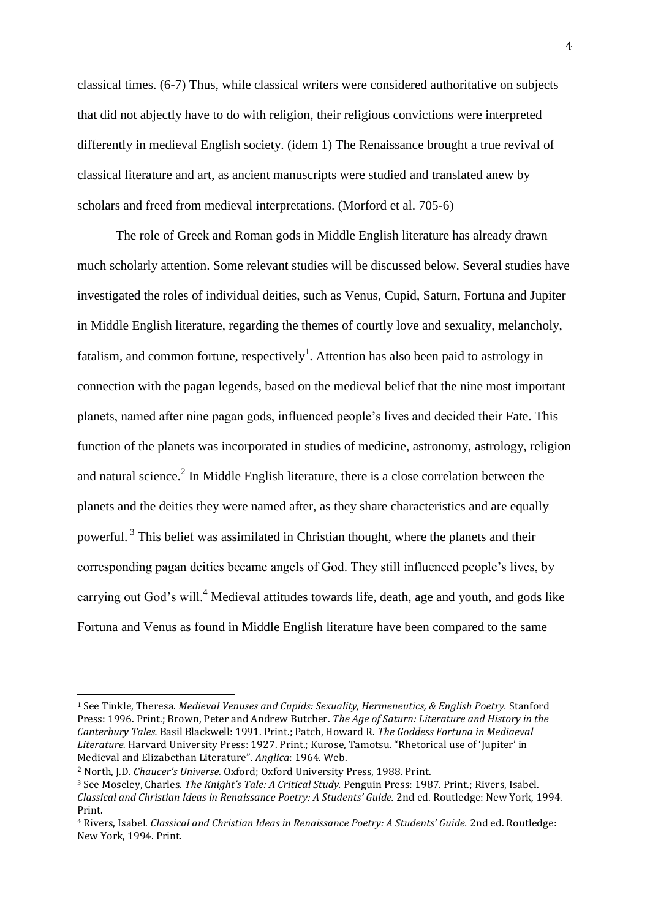classical times. (6-7) Thus, while classical writers were considered authoritative on subjects that did not abjectly have to do with religion, their religious convictions were interpreted differently in medieval English society. (idem 1) The Renaissance brought a true revival of classical literature and art, as ancient manuscripts were studied and translated anew by scholars and freed from medieval interpretations. (Morford et al. 705-6)

The role of Greek and Roman gods in Middle English literature has already drawn much scholarly attention. Some relevant studies will be discussed below. Several studies have investigated the roles of individual deities, such as Venus, Cupid, Saturn, Fortuna and Jupiter in Middle English literature, regarding the themes of courtly love and sexuality, melancholy, fatalism, and common fortune, respectively[1]. Attention has also been paid to astrology in connection with the pagan legends, based on the medieval belief that the nine most important planets, named after nine pagan gods, influenced people's lives and decided their Fate. This function of the planets was incorporated in studies of medicine, astronomy, astrology, religion and natural science.[2] In Middle English literature, there is a close correlation between the planets and the deities they were named after, as they share characteristics and are equally powerful.[3] This belief was assimilated in Christian thought, where the planets and their corresponding pagan deities became angels of God. They still influenced people's lives, by carrying out God's will.[4] Medieval attitudes towards life, death, age and youth, and gods like Fortuna and Venus as found in Middle English literature have been compared to the same

---

[1] See Tinkle, Theresa. *Medieval Venuses and Cupids: Sexuality, Hermeneutics, & English Poetry.* Stanford Press: 1996. Print.; Brown, Peter and Andrew Butcher. *The Age of Saturn: Literature and History in the Canterbury Tales.* Basil Blackwell: 1991. Print.; Patch, Howard R. *The Goddess Fortuna in Mediaeval Literature.* Harvard University Press: 1927. Print.; Kurose, Tamotsu. "Rhetorical use of 'Jupiter' in Medieval and Elizabethan Literature". *Anglica*: 1964. Web.

[2] North, J.D. *Chaucer's Universe.* Oxford; Oxford University Press, 1988. Print.

[3] See Moseley, Charles. *The Knight's Tale: A Critical Study.* Penguin Press: 1987. Print.; Rivers, Isabel. *Classical and Christian Ideas in Renaissance Poetry: A Students' Guide.* 2nd ed. Routledge: New York, 1994. Print.

[4] Rivers, Isabel. *Classical and Christian Ideas in Renaissance Poetry: A Students' Guide.* 2nd ed. Routledge: New York, 1994. Print.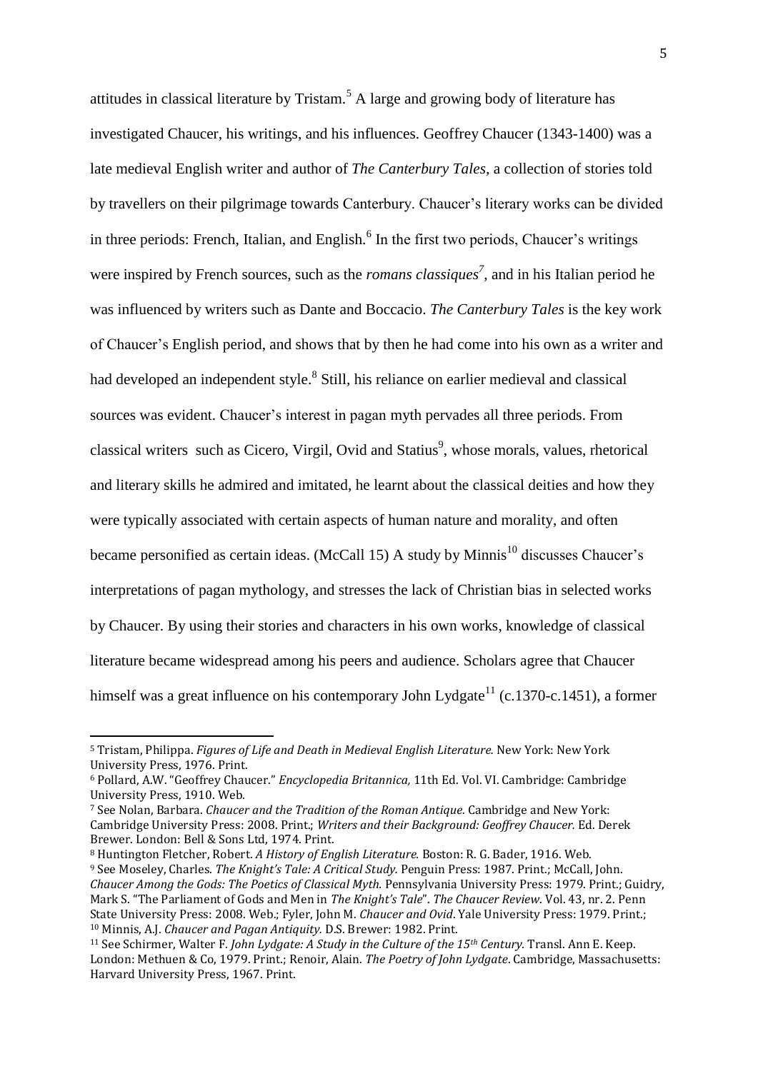attitudes in classical literature by Tristam.[5] A large and growing body of literature has investigated Chaucer, his writings, and his influences. Geoffrey Chaucer (1343-1400) was a late medieval English writer and author of *The Canterbury Tales,* a collection of stories told by travellers on their pilgrimage towards Canterbury. Chaucer's literary works can be divided in three periods: French, Italian, and English.[6] In the first two periods, Chaucer's writings were inspired by French sources, such as the *romans classiques*[7], and in his Italian period he was influenced by writers such as Dante and Boccacio. *The Canterbury Tales* is the key work of Chaucer's English period, and shows that by then he had come into his own as a writer and had developed an independent style.[8] Still, his reliance on earlier medieval and classical sources was evident. Chaucer's interest in pagan myth pervades all three periods. From classical writers such as Cicero, Virgil, Ovid and Statius[9], whose morals, values, rhetorical and literary skills he admired and imitated, he learnt about the classical deities and how they were typically associated with certain aspects of human nature and morality, and often became personified as certain ideas. (McCall 15) A study by Minnis[10] discusses Chaucer's interpretations of pagan mythology, and stresses the lack of Christian bias in selected works by Chaucer. By using their stories and characters in his own works, knowledge of classical literature became widespread among his peers and audience. Scholars agree that Chaucer himself was a great influence on his contemporary John Lydgate[11] (c.1370-c.1451), a former

---

[5] Tristam, Philippa. *Figures of Life and Death in Medieval English Literature.* New York: New York University Press, 1976. Print.

[6] Pollard, A.W. "Geoffrey Chaucer." *Encyclopedia Britannica,* 11th Ed. Vol. VI. Cambridge: Cambridge University Press, 1910. Web.

[7] See Nolan, Barbara. *Chaucer and the Tradition of the Roman Antique.* Cambridge and New York: Cambridge University Press: 2008. Print.; *Writers and their Background: Geoffrey Chaucer.* Ed. Derek Brewer. London: Bell & Sons Ltd, 1974. Print.

[8] Huntington Fletcher, Robert. *A History of English Literature.* Boston: R. G. Bader, 1916. Web.

[9] See Moseley, Charles. *The Knight's Tale: A Critical Study.* Penguin Press: 1987. Print.; McCall, John. *Chaucer Among the Gods: The Poetics of Classical Myth.* Pennsylvania University Press: 1979. Print.; Guidry, Mark S. "The Parliament of Gods and Men in *The Knight's Tale*". *The Chaucer Review.* Vol. 43, nr. 2. Penn State University Press: 2008. Web.; Fyler, John M. *Chaucer and Ovid*. Yale University Press: 1979. Print.;

[10] Minnis, A.J. *Chaucer and Pagan Antiquity.* D.S. Brewer: 1982. Print.

[11] See Schirmer, Walter F. *John Lydgate: A Study in the Culture of the 15th Century.* Transl. Ann E. Keep. London: Methuen & Co, 1979. Print.; Renoir, Alain. *The Poetry of John Lydgate*. Cambridge, Massachusetts: Harvard University Press, 1967. Print.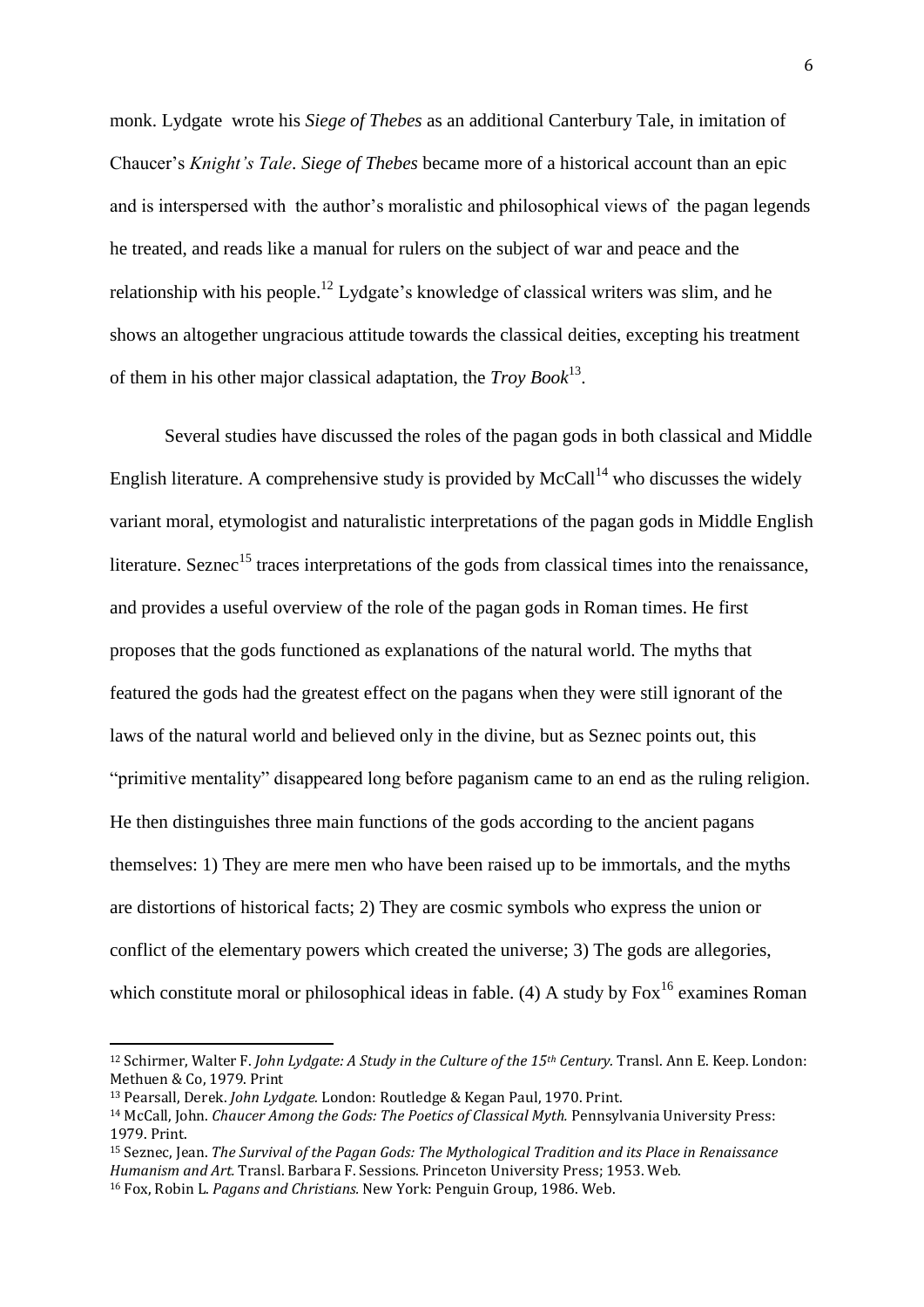monk. Lydgate wrote his *Siege of Thebes* as an additional Canterbury Tale, in imitation of Chaucer's *Knight's Tale*. *Siege of Thebes* became more of a historical account than an epic and is interspersed with the author's moralistic and philosophical views of the pagan legends he treated, and reads like a manual for rulers on the subject of war and peace and the relationship with his people.[12] Lydgate's knowledge of classical writers was slim, and he shows an altogether ungracious attitude towards the classical deities, excepting his treatment of them in his other major classical adaptation, the *Troy Book*[13].

Several studies have discussed the roles of the pagan gods in both classical and Middle English literature. A comprehensive study is provided by McCall[14] who discusses the widely variant moral, etymologist and naturalistic interpretations of the pagan gods in Middle English literature. Seznec[15] traces interpretations of the gods from classical times into the renaissance, and provides a useful overview of the role of the pagan gods in Roman times. He first proposes that the gods functioned as explanations of the natural world. The myths that featured the gods had the greatest effect on the pagans when they were still ignorant of the laws of the natural world and believed only in the divine, but as Seznec points out, this "primitive mentality" disappeared long before paganism came to an end as the ruling religion. He then distinguishes three main functions of the gods according to the ancient pagans themselves: 1) They are mere men who have been raised up to be immortals, and the myths are distortions of historical facts; 2) They are cosmic symbols who express the union or conflict of the elementary powers which created the universe; 3) The gods are allegories, which constitute moral or philosophical ideas in fable. (4) A study by Fox[16] examines Roman

---

[12] Schirmer, Walter F. *John Lydgate: A Study in the Culture of the 15th Century.* Transl. Ann E. Keep. London: Methuen & Co, 1979. Print

[13] Pearsall, Derek. *John Lydgate.* London: Routledge & Kegan Paul, 1970. Print.

[14] McCall, John. *Chaucer Among the Gods: The Poetics of Classical Myth.* Pennsylvania University Press: 1979. Print.

[15] Seznec, Jean. *The Survival of the Pagan Gods: The Mythological Tradition and its Place in Renaissance Humanism and Art.* Transl. Barbara F. Sessions. Princeton University Press; 1953. Web.

[16] Fox, Robin L. *Pagans and Christians.* New York: Penguin Group, 1986. Web.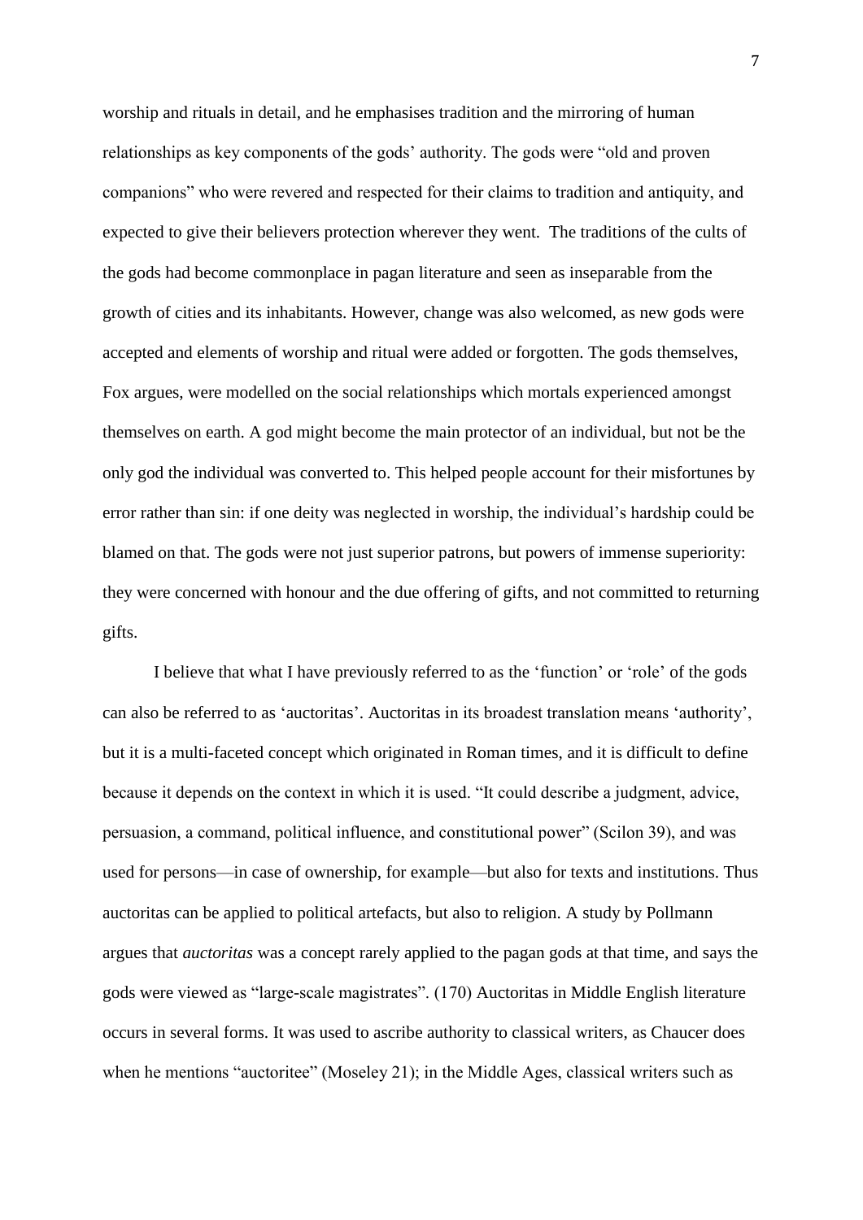worship and rituals in detail, and he emphasises tradition and the mirroring of human relationships as key components of the gods' authority. The gods were "old and proven companions" who were revered and respected for their claims to tradition and antiquity, and expected to give their believers protection wherever they went. The traditions of the cults of the gods had become commonplace in pagan literature and seen as inseparable from the growth of cities and its inhabitants. However, change was also welcomed, as new gods were accepted and elements of worship and ritual were added or forgotten. The gods themselves, Fox argues, were modelled on the social relationships which mortals experienced amongst themselves on earth. A god might become the main protector of an individual, but not be the only god the individual was converted to. This helped people account for their misfortunes by error rather than sin: if one deity was neglected in worship, the individual's hardship could be blamed on that. The gods were not just superior patrons, but powers of immense superiority: they were concerned with honour and the due offering of gifts, and not committed to returning gifts.

I believe that what I have previously referred to as the 'function' or 'role' of the gods can also be referred to as 'auctoritas'. Auctoritas in its broadest translation means 'authority', but it is a multi-faceted concept which originated in Roman times, and it is difficult to define because it depends on the context in which it is used. "It could describe a judgment, advice, persuasion, a command, political influence, and constitutional power" (Scilon 39), and was used for persons—in case of ownership, for example—but also for texts and institutions. Thus auctoritas can be applied to political artefacts, but also to religion. A study by Pollmann argues that *auctoritas* was a concept rarely applied to the pagan gods at that time, and says the gods were viewed as "large-scale magistrates". (170) Auctoritas in Middle English literature occurs in several forms. It was used to ascribe authority to classical writers, as Chaucer does when he mentions "auctoritee" (Moseley 21); in the Middle Ages, classical writers such as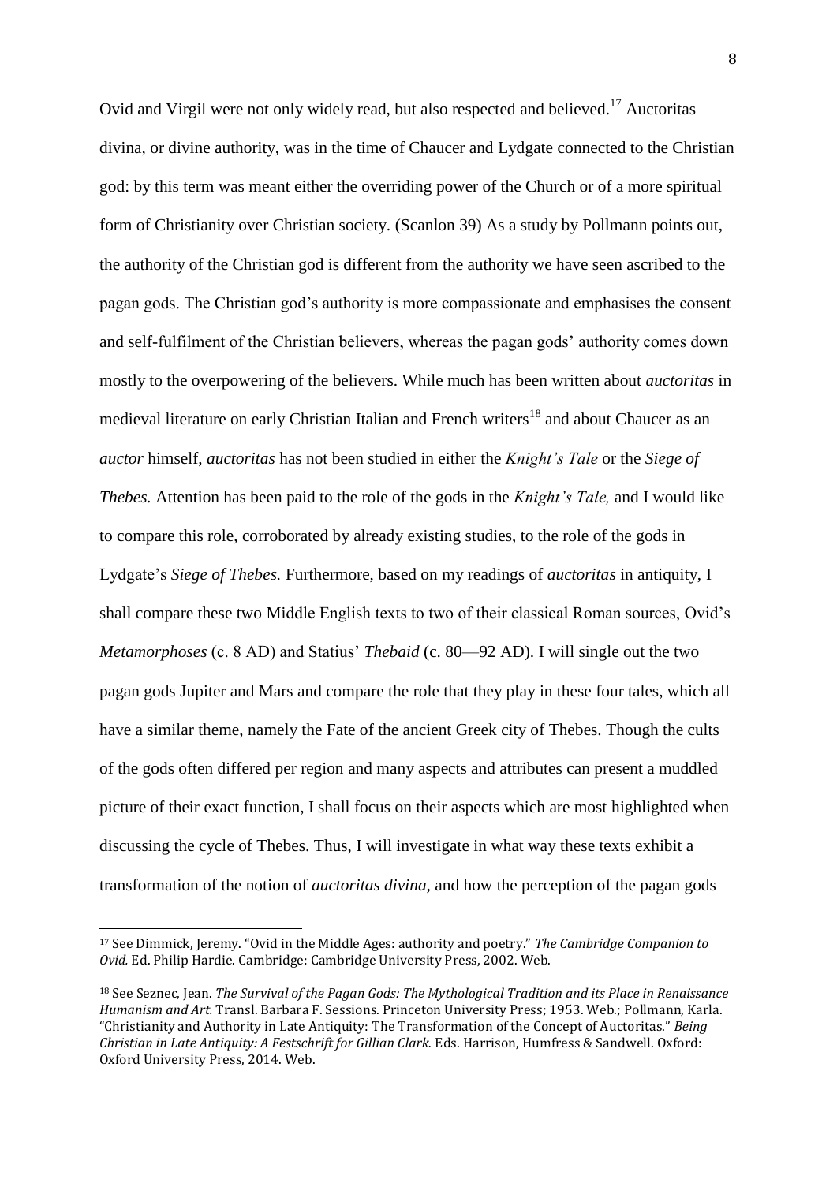Ovid and Virgil were not only widely read, but also respected and believed.[17] Auctoritas divina, or divine authority, was in the time of Chaucer and Lydgate connected to the Christian god: by this term was meant either the overriding power of the Church or of a more spiritual form of Christianity over Christian society. (Scanlon 39) As a study by Pollmann points out, the authority of the Christian god is different from the authority we have seen ascribed to the pagan gods. The Christian god's authority is more compassionate and emphasises the consent and self-fulfilment of the Christian believers, whereas the pagan gods' authority comes down mostly to the overpowering of the believers. While much has been written about *auctoritas* in medieval literature on early Christian Italian and French writers[18] and about Chaucer as an *auctor* himself, *auctoritas* has not been studied in either the *Knight's Tale* or the *Siege of Thebes.* Attention has been paid to the role of the gods in the *Knight's Tale,* and I would like to compare this role, corroborated by already existing studies, to the role of the gods in Lydgate's *Siege of Thebes.* Furthermore, based on my readings of *auctoritas* in antiquity, I shall compare these two Middle English texts to two of their classical Roman sources, Ovid's *Metamorphoses* (c. 8 AD) and Statius' *Thebaid* (c. 80—92 AD). I will single out the two pagan gods Jupiter and Mars and compare the role that they play in these four tales, which all have a similar theme, namely the Fate of the ancient Greek city of Thebes. Though the cults of the gods often differed per region and many aspects and attributes can present a muddled picture of their exact function, I shall focus on their aspects which are most highlighted when discussing the cycle of Thebes. Thus, I will investigate in what way these texts exhibit a transformation of the notion of *auctoritas divina*, and how the perception of the pagan gods

---

[17] See Dimmick, Jeremy. "Ovid in the Middle Ages: authority and poetry." *The Cambridge Companion to Ovid.* Ed. Philip Hardie. Cambridge: Cambridge University Press, 2002. Web.

[18] See Seznec, Jean. *The Survival of the Pagan Gods: The Mythological Tradition and its Place in Renaissance Humanism and Art.* Transl. Barbara F. Sessions. Princeton University Press; 1953. Web.; Pollmann, Karla. "Christianity and Authority in Late Antiquity: The Transformation of the Concept of Auctoritas." *Being Christian in Late Antiquity: A Festschrift for Gillian Clark.* Eds. Harrison, Humfress & Sandwell. Oxford: Oxford University Press, 2014. Web.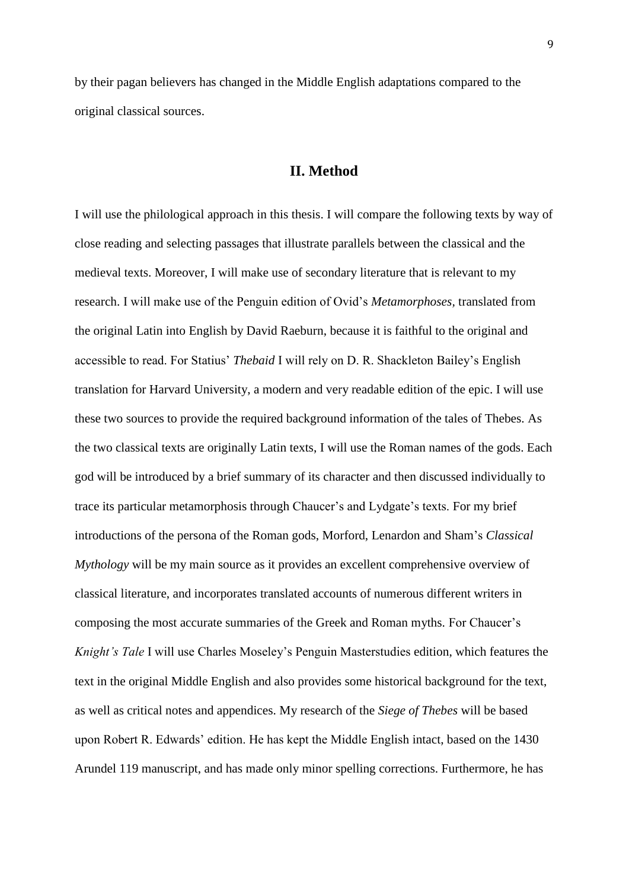by their pagan believers has changed in the Middle English adaptations compared to the original classical sources.

## II. Method

I will use the philological approach in this thesis. I will compare the following texts by way of close reading and selecting passages that illustrate parallels between the classical and the medieval texts. Moreover, I will make use of secondary literature that is relevant to my research. I will make use of the Penguin edition of Ovid's *Metamorphoses*, translated from the original Latin into English by David Raeburn, because it is faithful to the original and accessible to read. For Statius' *Thebaid* I will rely on D. R. Shackleton Bailey's English translation for Harvard University, a modern and very readable edition of the epic. I will use these two sources to provide the required background information of the tales of Thebes. As the two classical texts are originally Latin texts, I will use the Roman names of the gods. Each god will be introduced by a brief summary of its character and then discussed individually to trace its particular metamorphosis through Chaucer's and Lydgate's texts. For my brief introductions of the persona of the Roman gods, Morford, Lenardon and Sham's *Classical Mythology* will be my main source as it provides an excellent comprehensive overview of classical literature, and incorporates translated accounts of numerous different writers in composing the most accurate summaries of the Greek and Roman myths. For Chaucer's *Knight's Tale* I will use Charles Moseley's Penguin Masterstudies edition, which features the text in the original Middle English and also provides some historical background for the text, as well as critical notes and appendices. My research of the *Siege of Thebes* will be based upon Robert R. Edwards' edition. He has kept the Middle English intact, based on the 1430 Arundel 119 manuscript, and has made only minor spelling corrections. Furthermore, he has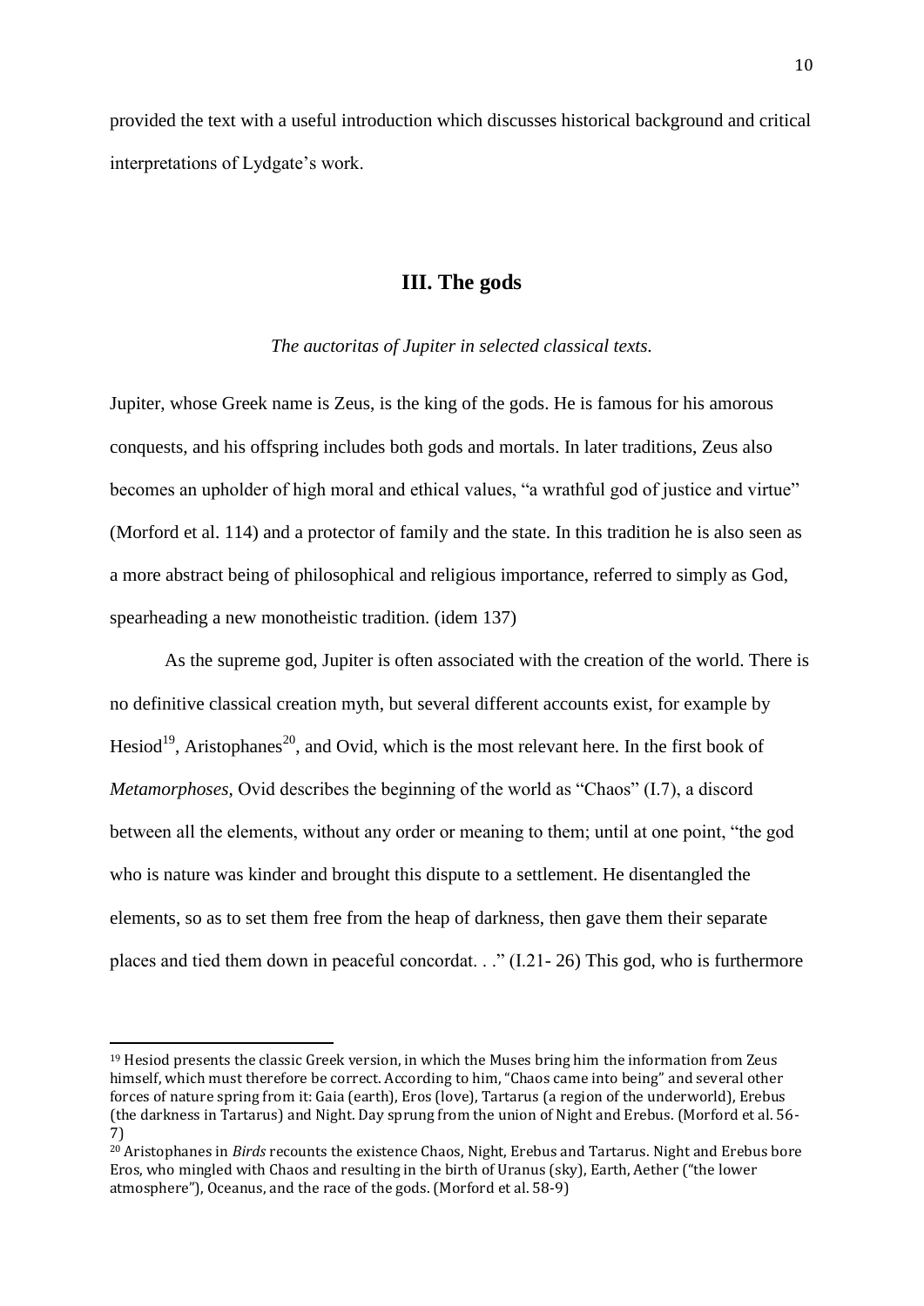provided the text with a useful introduction which discusses historical background and critical interpretations of Lydgate's work.

## III. The gods

*The auctoritas of Jupiter in selected classical texts.*

Jupiter, whose Greek name is Zeus, is the king of the gods. He is famous for his amorous conquests, and his offspring includes both gods and mortals. In later traditions, Zeus also becomes an upholder of high moral and ethical values, "a wrathful god of justice and virtue" (Morford et al. 114) and a protector of family and the state. In this tradition he is also seen as a more abstract being of philosophical and religious importance, referred to simply as God, spearheading a new monotheistic tradition. (idem 137)

As the supreme god, Jupiter is often associated with the creation of the world. There is no definitive classical creation myth, but several different accounts exist, for example by Hesiod[19], Aristophanes[20], and Ovid, which is the most relevant here. In the first book of *Metamorphoses*, Ovid describes the beginning of the world as "Chaos" (I.7), a discord between all the elements, without any order or meaning to them; until at one point, "the god who is nature was kinder and brought this dispute to a settlement. He disentangled the elements, so as to set them free from the heap of darkness, then gave them their separate places and tied them down in peaceful concordat. . ." (I.21- 26) This god, who is furthermore

---

[19] Hesiod presents the classic Greek version, in which the Muses bring him the information from Zeus himself, which must therefore be correct. According to him, "Chaos came into being" and several other forces of nature spring from it: Gaia (earth), Eros (love), Tartarus (a region of the underworld), Erebus (the darkness in Tartarus) and Night. Day sprung from the union of Night and Erebus. (Morford et al. 56-7)

[20] Aristophanes in *Birds* recounts the existence Chaos, Night, Erebus and Tartarus. Night and Erebus bore Eros, who mingled with Chaos and resulting in the birth of Uranus (sky), Earth, Aether ("the lower atmosphere"), Oceanus, and the race of the gods. (Morford et al. 58-9)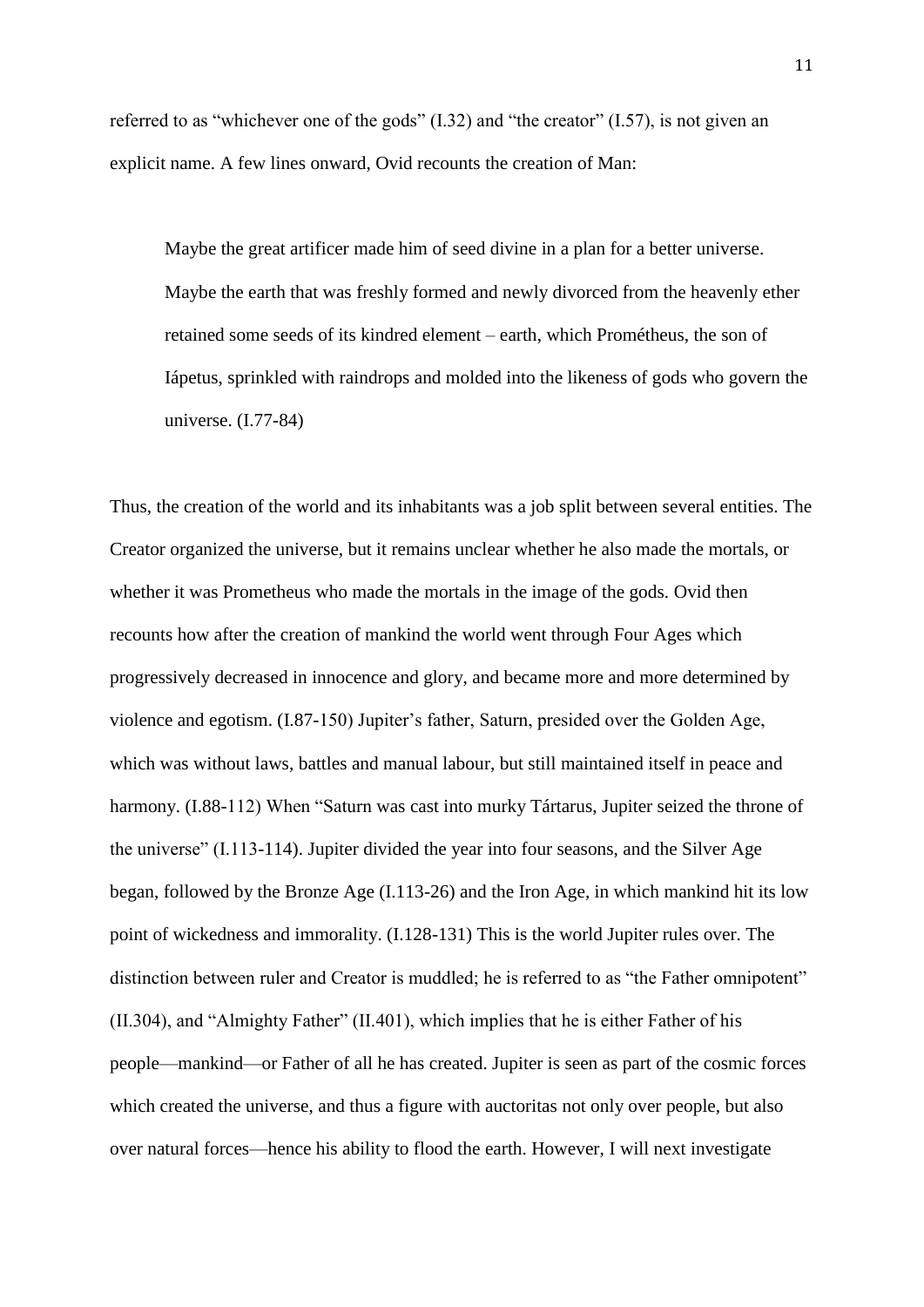referred to as "whichever one of the gods" (I.32) and "the creator" (I.57), is not given an explicit name. A few lines onward, Ovid recounts the creation of Man:

> Maybe the great artificer made him of seed divine in a plan for a better universe. Maybe the earth that was freshly formed and newly divorced from the heavenly ether retained some seeds of its kindred element – earth, which Prométheus, the son of Iápetus, sprinkled with raindrops and molded into the likeness of gods who govern the universe. (I.77-84)

Thus, the creation of the world and its inhabitants was a job split between several entities. The Creator organized the universe, but it remains unclear whether he also made the mortals, or whether it was Prometheus who made the mortals in the image of the gods. Ovid then recounts how after the creation of mankind the world went through Four Ages which progressively decreased in innocence and glory, and became more and more determined by violence and egotism. (I.87-150) Jupiter's father, Saturn, presided over the Golden Age, which was without laws, battles and manual labour, but still maintained itself in peace and harmony. (I.88-112) When "Saturn was cast into murky Tártarus, Jupiter seized the throne of the universe" (I.113-114). Jupiter divided the year into four seasons, and the Silver Age began, followed by the Bronze Age (I.113-26) and the Iron Age, in which mankind hit its low point of wickedness and immorality. (I.128-131) This is the world Jupiter rules over. The distinction between ruler and Creator is muddled; he is referred to as "the Father omnipotent" (II.304), and "Almighty Father" (II.401), which implies that he is either Father of his people—mankind—or Father of all he has created. Jupiter is seen as part of the cosmic forces which created the universe, and thus a figure with auctoritas not only over people, but also over natural forces—hence his ability to flood the earth. However, I will next investigate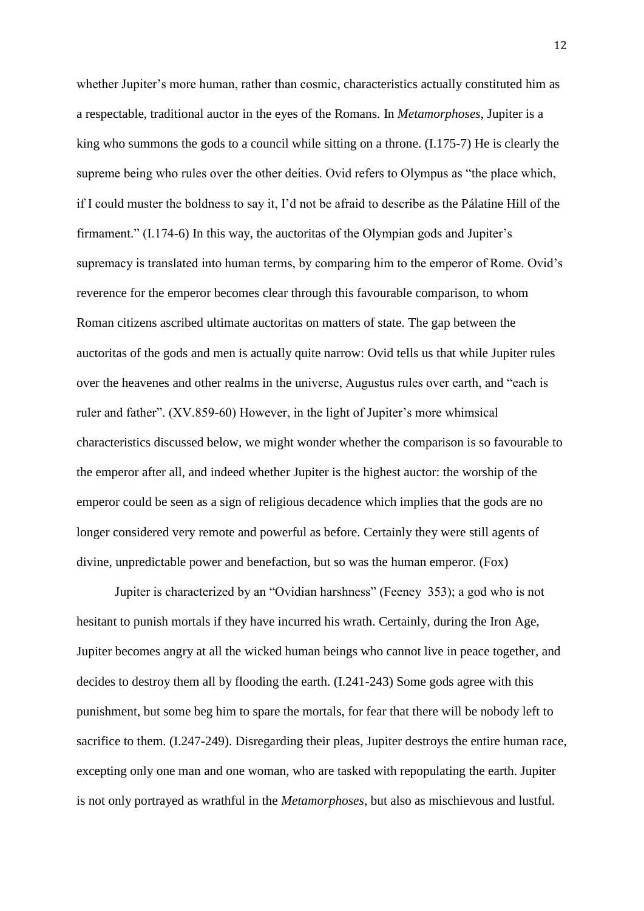whether Jupiter's more human, rather than cosmic, characteristics actually constituted him as a respectable, traditional auctor in the eyes of the Romans. In *Metamorphoses*, Jupiter is a king who summons the gods to a council while sitting on a throne. (I.175-7) He is clearly the supreme being who rules over the other deities. Ovid refers to Olympus as "the place which, if I could muster the boldness to say it, I'd not be afraid to describe as the Pálatine Hill of the firmament." (I.174-6) In this way, the auctoritas of the Olympian gods and Jupiter's supremacy is translated into human terms, by comparing him to the emperor of Rome. Ovid's reverence for the emperor becomes clear through this favourable comparison, to whom Roman citizens ascribed ultimate auctoritas on matters of state. The gap between the auctoritas of the gods and men is actually quite narrow: Ovid tells us that while Jupiter rules over the heavenes and other realms in the universe, Augustus rules over earth, and "each is ruler and father". (XV.859-60) However, in the light of Jupiter's more whimsical characteristics discussed below, we might wonder whether the comparison is so favourable to the emperor after all, and indeed whether Jupiter is the highest auctor: the worship of the emperor could be seen as a sign of religious decadence which implies that the gods are no longer considered very remote and powerful as before. Certainly they were still agents of divine, unpredictable power and benefaction, but so was the human emperor. (Fox)

Jupiter is characterized by an "Ovidian harshness" (Feeney 353); a god who is not hesitant to punish mortals if they have incurred his wrath. Certainly, during the Iron Age, Jupiter becomes angry at all the wicked human beings who cannot live in peace together, and decides to destroy them all by flooding the earth. (I.241-243) Some gods agree with this punishment, but some beg him to spare the mortals, for fear that there will be nobody left to sacrifice to them. (I.247-249). Disregarding their pleas, Jupiter destroys the entire human race, excepting only one man and one woman, who are tasked with repopulating the earth. Jupiter is not only portrayed as wrathful in the *Metamorphoses*, but also as mischievous and lustful.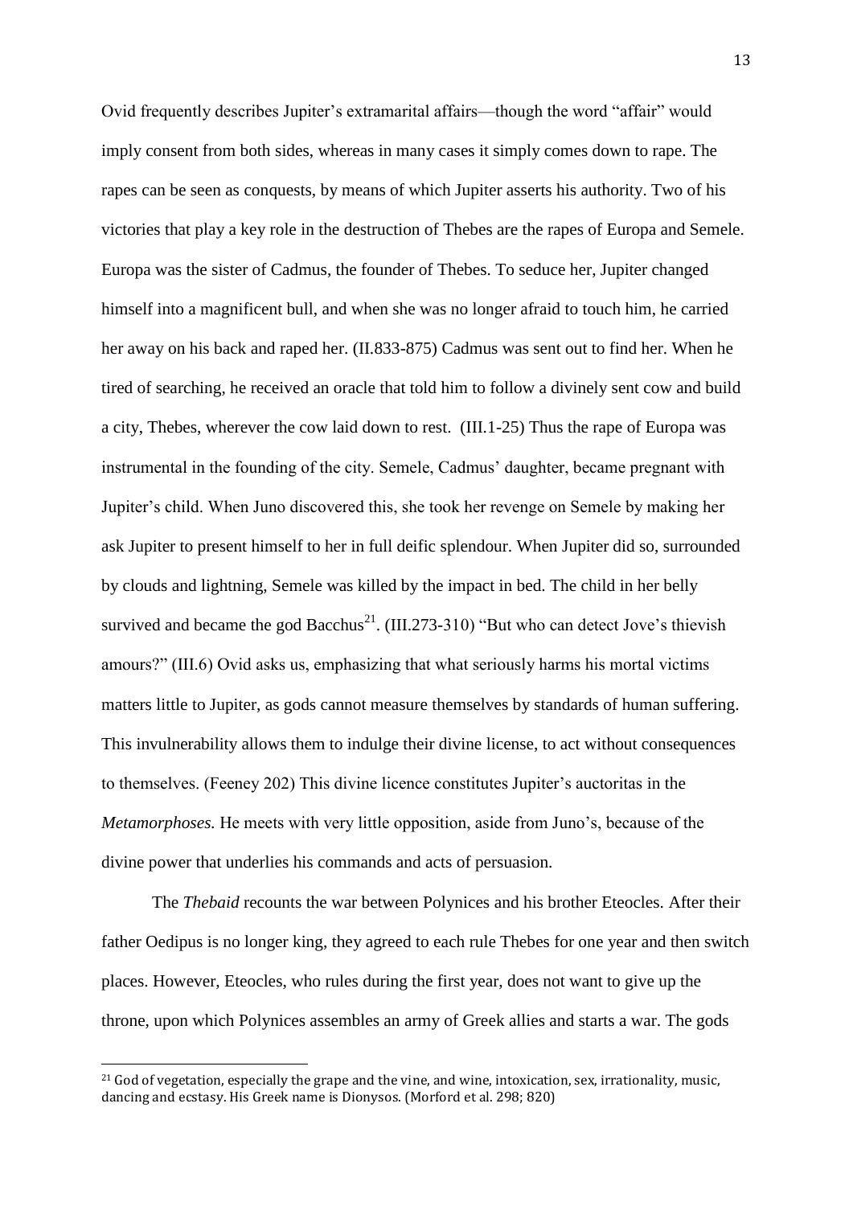Ovid frequently describes Jupiter's extramarital affairs—though the word "affair" would imply consent from both sides, whereas in many cases it simply comes down to rape. The rapes can be seen as conquests, by means of which Jupiter asserts his authority. Two of his victories that play a key role in the destruction of Thebes are the rapes of Europa and Semele. Europa was the sister of Cadmus, the founder of Thebes. To seduce her, Jupiter changed himself into a magnificent bull, and when she was no longer afraid to touch him, he carried her away on his back and raped her. (II.833-875) Cadmus was sent out to find her. When he tired of searching, he received an oracle that told him to follow a divinely sent cow and build a city, Thebes, wherever the cow laid down to rest. (III.1-25) Thus the rape of Europa was instrumental in the founding of the city. Semele, Cadmus' daughter, became pregnant with Jupiter's child. When Juno discovered this, she took her revenge on Semele by making her ask Jupiter to present himself to her in full deific splendour. When Jupiter did so, surrounded by clouds and lightning, Semele was killed by the impact in bed. The child in her belly survived and became the god Bacchus[21]. (III.273-310) "But who can detect Jove's thievish amours?" (III.6) Ovid asks us, emphasizing that what seriously harms his mortal victims matters little to Jupiter, as gods cannot measure themselves by standards of human suffering. This invulnerability allows them to indulge their divine license, to act without consequences to themselves. (Feeney 202) This divine licence constitutes Jupiter's auctoritas in the *Metamorphoses.* He meets with very little opposition, aside from Juno's, because of the divine power that underlies his commands and acts of persuasion.

The *Thebaid* recounts the war between Polynices and his brother Eteocles. After their father Oedipus is no longer king, they agreed to each rule Thebes for one year and then switch places. However, Eteocles, who rules during the first year, does not want to give up the throne, upon which Polynices assembles an army of Greek allies and starts a war. The gods

[21] God of vegetation, especially the grape and the vine, and wine, intoxication, sex, irrationality, music, dancing and ecstasy. His Greek name is Dionysos. (Morford et al. 298; 820)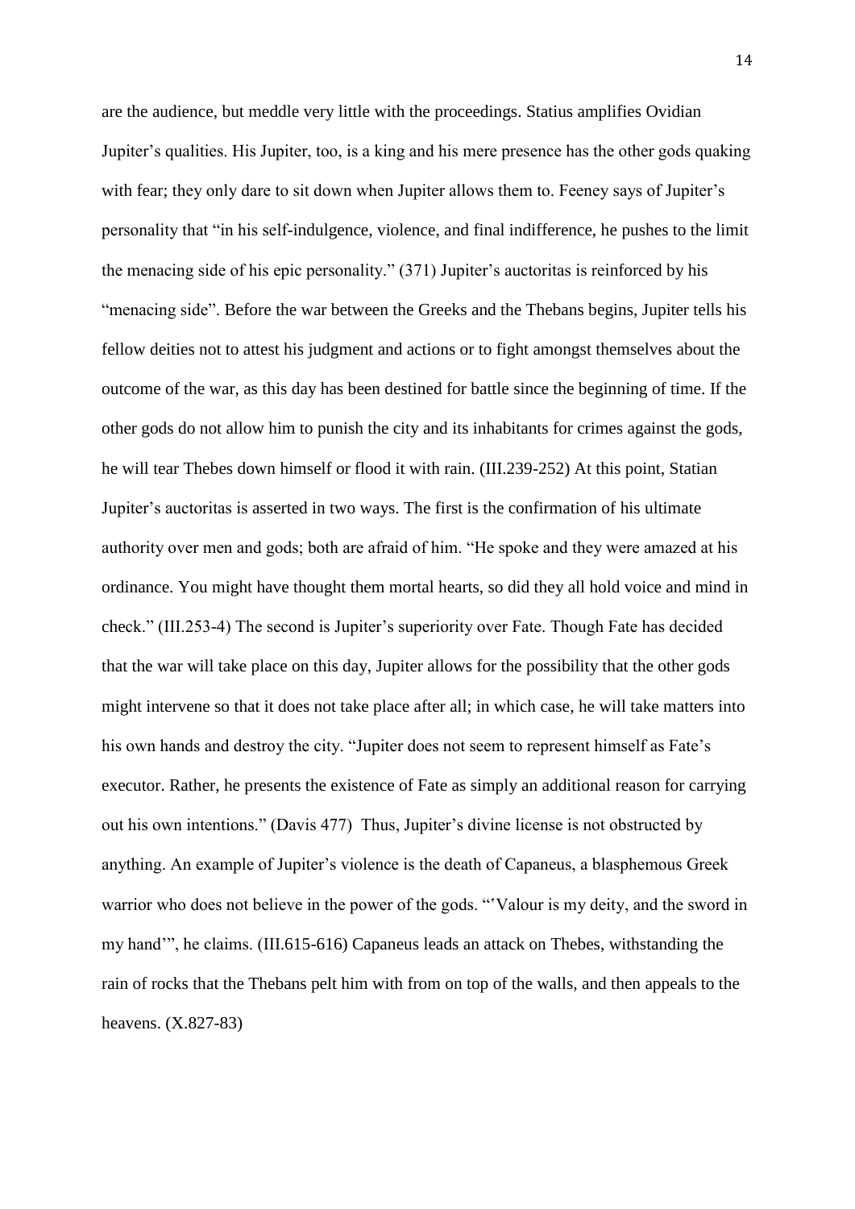are the audience, but meddle very little with the proceedings. Statius amplifies Ovidian Jupiter's qualities. His Jupiter, too, is a king and his mere presence has the other gods quaking with fear; they only dare to sit down when Jupiter allows them to. Feeney says of Jupiter's personality that "in his self-indulgence, violence, and final indifference, he pushes to the limit the menacing side of his epic personality." (371) Jupiter's auctoritas is reinforced by his "menacing side". Before the war between the Greeks and the Thebans begins, Jupiter tells his fellow deities not to attest his judgment and actions or to fight amongst themselves about the outcome of the war, as this day has been destined for battle since the beginning of time. If the other gods do not allow him to punish the city and its inhabitants for crimes against the gods, he will tear Thebes down himself or flood it with rain. (III.239-252) At this point, Statian Jupiter's auctoritas is asserted in two ways. The first is the confirmation of his ultimate authority over men and gods; both are afraid of him. "He spoke and they were amazed at his ordinance. You might have thought them mortal hearts, so did they all hold voice and mind in check." (III.253-4) The second is Jupiter's superiority over Fate. Though Fate has decided that the war will take place on this day, Jupiter allows for the possibility that the other gods might intervene so that it does not take place after all; in which case, he will take matters into his own hands and destroy the city. "Jupiter does not seem to represent himself as Fate's executor. Rather, he presents the existence of Fate as simply an additional reason for carrying out his own intentions." (Davis 477) Thus, Jupiter's divine license is not obstructed by anything. An example of Jupiter's violence is the death of Capaneus, a blasphemous Greek warrior who does not believe in the power of the gods. "'Valour is my deity, and the sword in my hand'", he claims. (III.615-616) Capaneus leads an attack on Thebes, withstanding the rain of rocks that the Thebans pelt him with from on top of the walls, and then appeals to the heavens. (X.827-83)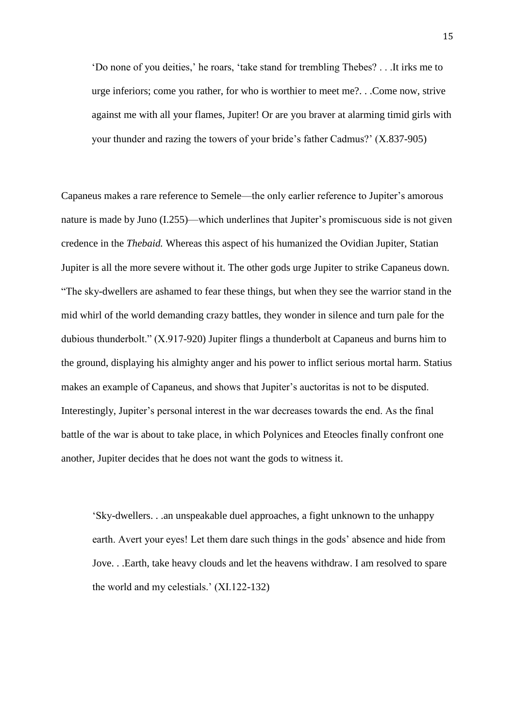> 'Do none of you deities,' he roars, 'take stand for trembling Thebes? . . .It irks me to urge inferiors; come you rather, for who is worthier to meet me?. . .Come now, strive against me with all your flames, Jupiter! Or are you braver at alarming timid girls with your thunder and razing the towers of your bride's father Cadmus?' (X.837-905)

Capaneus makes a rare reference to Semele—the only earlier reference to Jupiter's amorous nature is made by Juno (I.255)—which underlines that Jupiter's promiscuous side is not given credence in the *Thebaid.* Whereas this aspect of his humanized the Ovidian Jupiter, Statian Jupiter is all the more severe without it. The other gods urge Jupiter to strike Capaneus down. "The sky-dwellers are ashamed to fear these things, but when they see the warrior stand in the mid whirl of the world demanding crazy battles, they wonder in silence and turn pale for the dubious thunderbolt." (X.917-920) Jupiter flings a thunderbolt at Capaneus and burns him to the ground, displaying his almighty anger and his power to inflict serious mortal harm. Statius makes an example of Capaneus, and shows that Jupiter's auctoritas is not to be disputed. Interestingly, Jupiter's personal interest in the war decreases towards the end. As the final battle of the war is about to take place, in which Polynices and Eteocles finally confront one another, Jupiter decides that he does not want the gods to witness it.

> 'Sky-dwellers. . .an unspeakable duel approaches, a fight unknown to the unhappy earth. Avert your eyes! Let them dare such things in the gods' absence and hide from Jove. . .Earth, take heavy clouds and let the heavens withdraw. I am resolved to spare the world and my celestials.' (XI.122-132)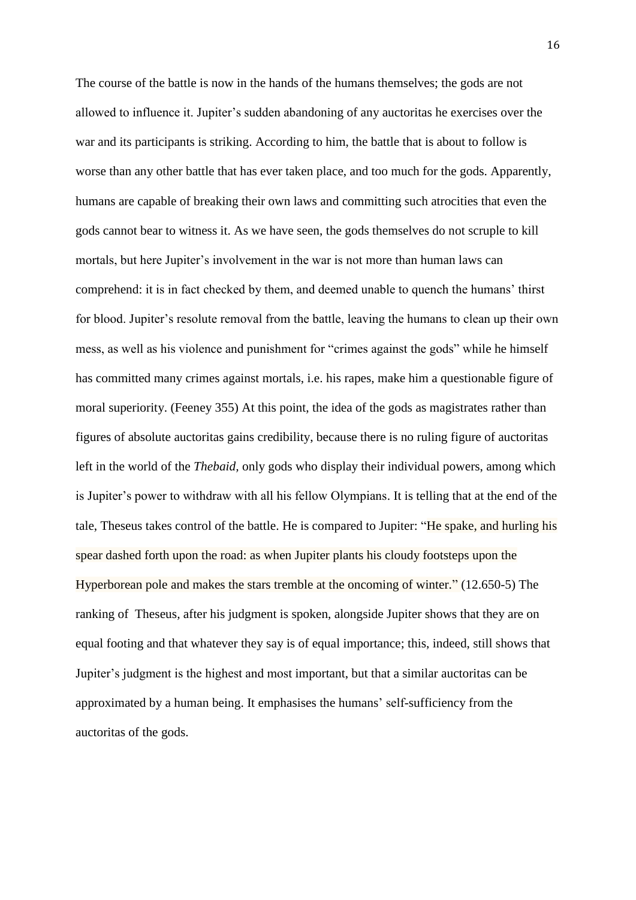The course of the battle is now in the hands of the humans themselves; the gods are not allowed to influence it. Jupiter's sudden abandoning of any auctoritas he exercises over the war and its participants is striking. According to him, the battle that is about to follow is worse than any other battle that has ever taken place, and too much for the gods. Apparently, humans are capable of breaking their own laws and committing such atrocities that even the gods cannot bear to witness it. As we have seen, the gods themselves do not scruple to kill mortals, but here Jupiter's involvement in the war is not more than human laws can comprehend: it is in fact checked by them, and deemed unable to quench the humans' thirst for blood. Jupiter's resolute removal from the battle, leaving the humans to clean up their own mess, as well as his violence and punishment for "crimes against the gods" while he himself has committed many crimes against mortals, i.e. his rapes, make him a questionable figure of moral superiority. (Feeney 355) At this point, the idea of the gods as magistrates rather than figures of absolute auctoritas gains credibility, because there is no ruling figure of auctoritas left in the world of the *Thebaid,* only gods who display their individual powers, among which is Jupiter's power to withdraw with all his fellow Olympians. It is telling that at the end of the tale, Theseus takes control of the battle. He is compared to Jupiter: "He spake, and hurling his spear dashed forth upon the road: as when Jupiter plants his cloudy footsteps upon the Hyperborean pole and makes the stars tremble at the oncoming of winter." (12.650-5) The ranking of Theseus, after his judgment is spoken, alongside Jupiter shows that they are on equal footing and that whatever they say is of equal importance; this, indeed, still shows that Jupiter's judgment is the highest and most important, but that a similar auctoritas can be approximated by a human being. It emphasises the humans' self-sufficiency from the auctoritas of the gods.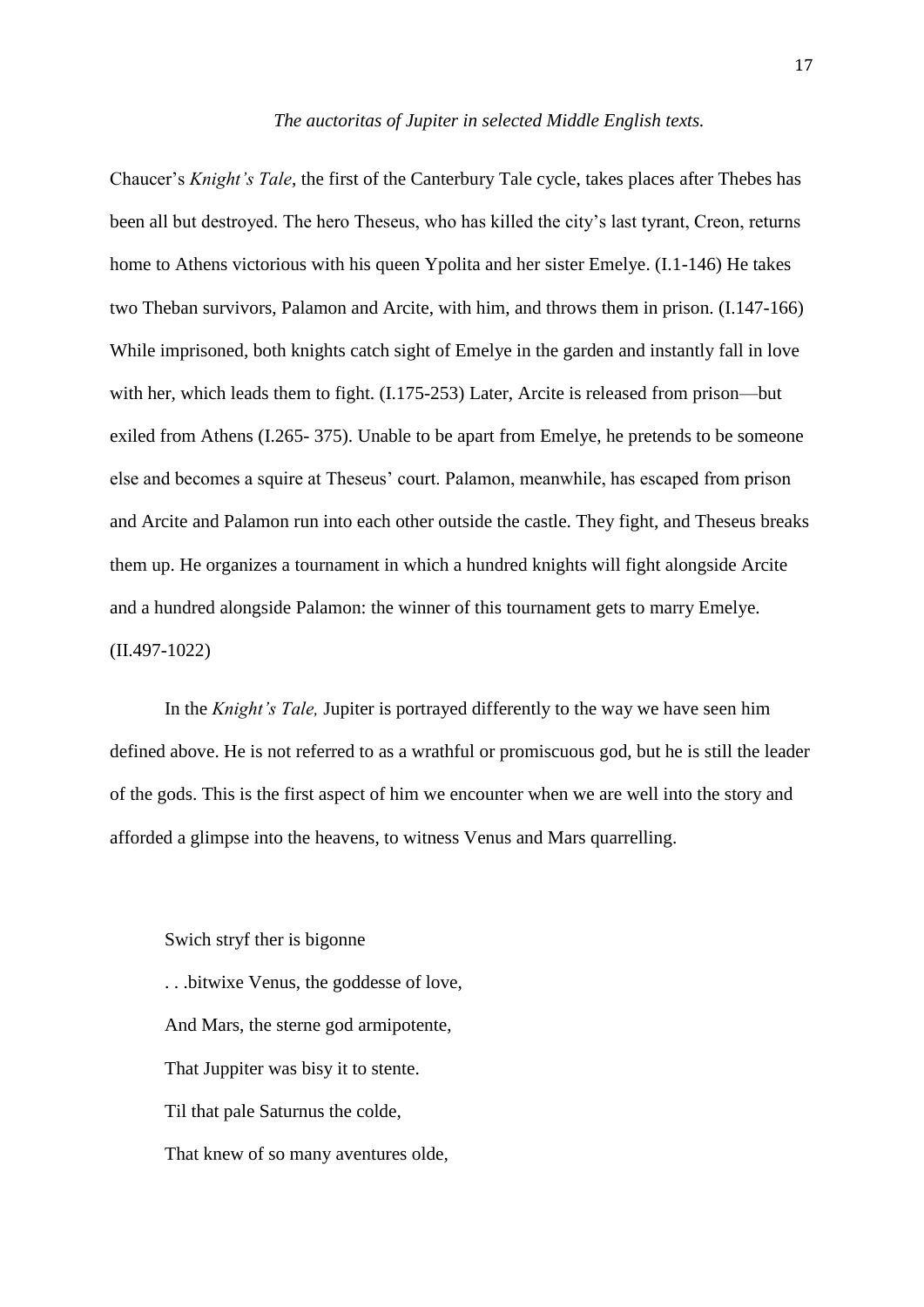*The auctoritas of Jupiter in selected Middle English texts.*

Chaucer's *Knight's Tale*, the first of the Canterbury Tale cycle, takes places after Thebes has been all but destroyed. The hero Theseus, who has killed the city's last tyrant, Creon, returns home to Athens victorious with his queen Ypolita and her sister Emelye. (I.1-146) He takes two Theban survivors, Palamon and Arcite, with him, and throws them in prison. (I.147-166) While imprisoned, both knights catch sight of Emelye in the garden and instantly fall in love with her, which leads them to fight. (I.175-253) Later, Arcite is released from prison—but exiled from Athens (I.265- 375). Unable to be apart from Emelye, he pretends to be someone else and becomes a squire at Theseus' court. Palamon, meanwhile, has escaped from prison and Arcite and Palamon run into each other outside the castle. They fight, and Theseus breaks them up. He organizes a tournament in which a hundred knights will fight alongside Arcite and a hundred alongside Palamon: the winner of this tournament gets to marry Emelye. (II.497-1022)

In the *Knight's Tale,* Jupiter is portrayed differently to the way we have seen him defined above. He is not referred to as a wrathful or promiscuous god, but he is still the leader of the gods. This is the first aspect of him we encounter when we are well into the story and afforded a glimpse into the heavens, to witness Venus and Mars quarrelling.

> Swich stryf ther is bigonne
>
> . . .bitwixe Venus, the goddesse of love,
>
> And Mars, the sterne god armipotente,
>
> That Juppiter was bisy it to stente.
>
> Til that pale Saturnus the colde,
>
> That knew of so many aventures olde,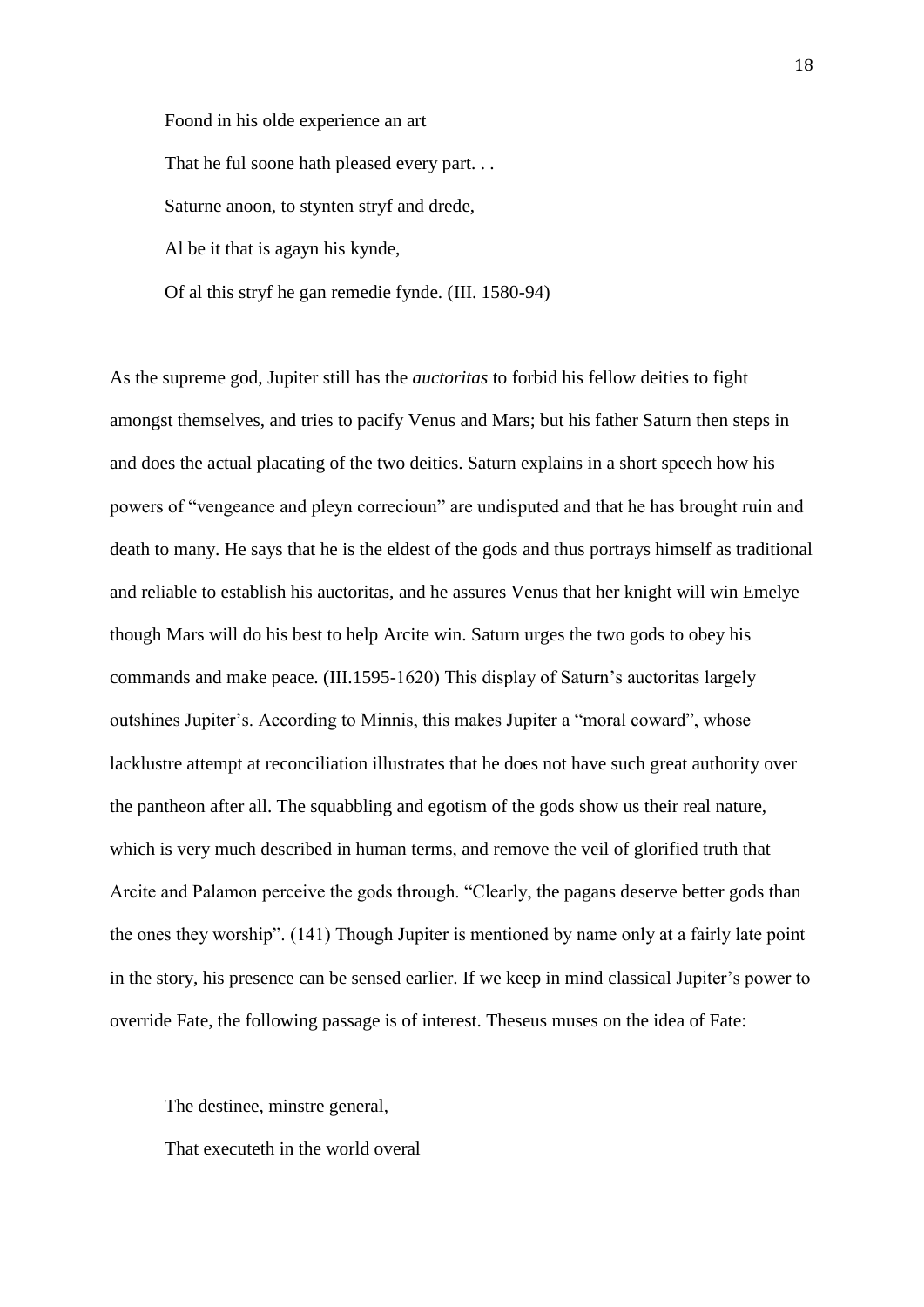Foond in his olde experience an art

That he ful soone hath pleased every part. . .

Saturne anoon, to stynten stryf and drede,

Al be it that is agayn his kynde,

Of al this stryf he gan remedie fynde. (III. 1580-94)

As the supreme god, Jupiter still has the *auctoritas* to forbid his fellow deities to fight amongst themselves, and tries to pacify Venus and Mars; but his father Saturn then steps in and does the actual placating of the two deities. Saturn explains in a short speech how his powers of "vengeance and pleyn correcioun" are undisputed and that he has brought ruin and death to many. He says that he is the eldest of the gods and thus portrays himself as traditional and reliable to establish his auctoritas, and he assures Venus that her knight will win Emelye though Mars will do his best to help Arcite win. Saturn urges the two gods to obey his commands and make peace. (III.1595-1620) This display of Saturn's auctoritas largely outshines Jupiter's. According to Minnis, this makes Jupiter a "moral coward", whose lacklustre attempt at reconciliation illustrates that he does not have such great authority over the pantheon after all. The squabbling and egotism of the gods show us their real nature, which is very much described in human terms, and remove the veil of glorified truth that Arcite and Palamon perceive the gods through. "Clearly, the pagans deserve better gods than the ones they worship". (141) Though Jupiter is mentioned by name only at a fairly late point in the story, his presence can be sensed earlier. If we keep in mind classical Jupiter's power to override Fate, the following passage is of interest. Theseus muses on the idea of Fate:

The destinee, minstre general,

That executeth in the world overal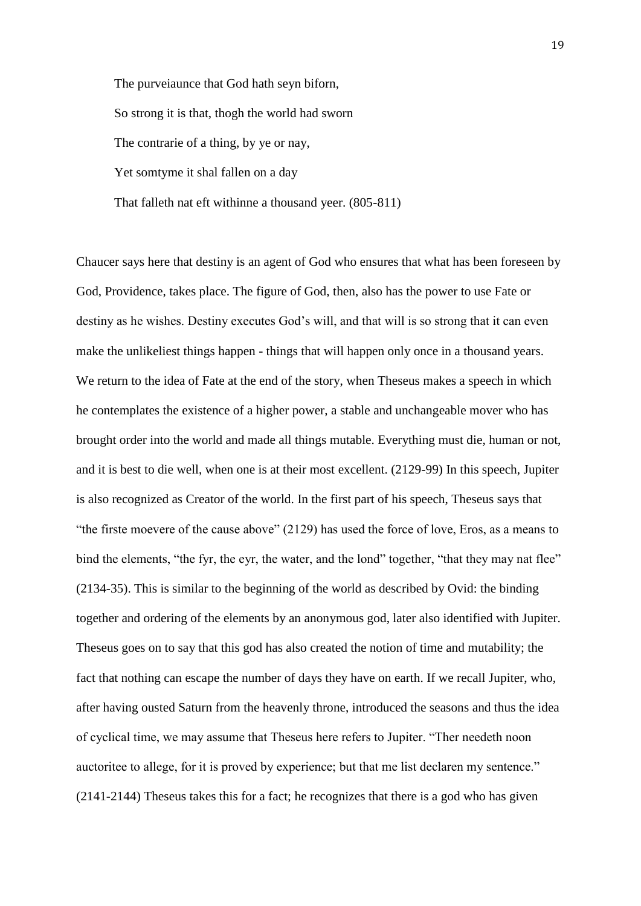The purveiaunce that God hath seyn biforn,

So strong it is that, thogh the world had sworn

The contrarie of a thing, by ye or nay,

Yet somtyme it shal fallen on a day

That falleth nat eft withinne a thousand yeer. (805-811)

Chaucer says here that destiny is an agent of God who ensures that what has been foreseen by God, Providence, takes place. The figure of God, then, also has the power to use Fate or destiny as he wishes. Destiny executes God's will, and that will is so strong that it can even make the unlikeliest things happen - things that will happen only once in a thousand years. We return to the idea of Fate at the end of the story, when Theseus makes a speech in which he contemplates the existence of a higher power, a stable and unchangeable mover who has brought order into the world and made all things mutable. Everything must die, human or not, and it is best to die well, when one is at their most excellent. (2129-99) In this speech, Jupiter is also recognized as Creator of the world. In the first part of his speech, Theseus says that "the firste moevere of the cause above" (2129) has used the force of love, Eros, as a means to bind the elements, "the fyr, the eyr, the water, and the lond" together, "that they may nat flee" (2134-35). This is similar to the beginning of the world as described by Ovid: the binding together and ordering of the elements by an anonymous god, later also identified with Jupiter. Theseus goes on to say that this god has also created the notion of time and mutability; the fact that nothing can escape the number of days they have on earth. If we recall Jupiter, who, after having ousted Saturn from the heavenly throne, introduced the seasons and thus the idea of cyclical time, we may assume that Theseus here refers to Jupiter. "Ther needeth noon auctoritee to allege, for it is proved by experience; but that me list declaren my sentence." (2141-2144) Theseus takes this for a fact; he recognizes that there is a god who has given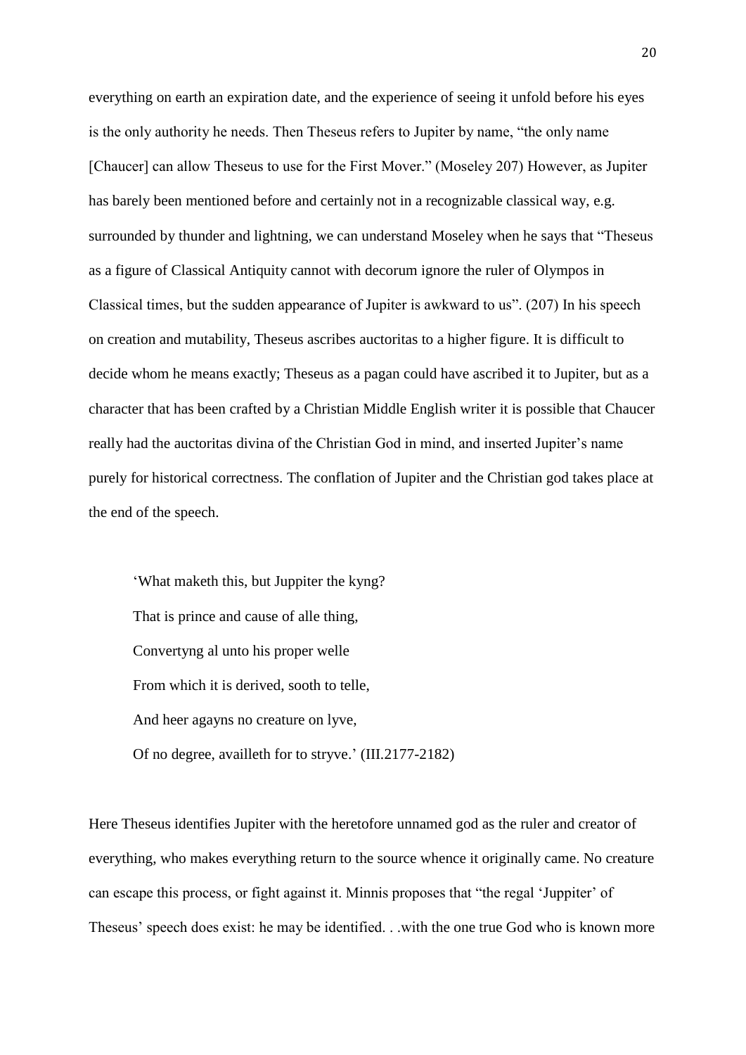everything on earth an expiration date, and the experience of seeing it unfold before his eyes is the only authority he needs. Then Theseus refers to Jupiter by name, "the only name [Chaucer] can allow Theseus to use for the First Mover." (Moseley 207) However, as Jupiter has barely been mentioned before and certainly not in a recognizable classical way, e.g. surrounded by thunder and lightning, we can understand Moseley when he says that "Theseus as a figure of Classical Antiquity cannot with decorum ignore the ruler of Olympos in Classical times, but the sudden appearance of Jupiter is awkward to us". (207) In his speech on creation and mutability, Theseus ascribes auctoritas to a higher figure. It is difficult to decide whom he means exactly; Theseus as a pagan could have ascribed it to Jupiter, but as a character that has been crafted by a Christian Middle English writer it is possible that Chaucer really had the auctoritas divina of the Christian God in mind, and inserted Jupiter's name purely for historical correctness. The conflation of Jupiter and the Christian god takes place at the end of the speech.

> 'What maketh this, but Juppiter the kyng?
> That is prince and cause of alle thing,
> Convertyng al unto his proper welle
> From which it is derived, sooth to telle,
> And heer agayns no creature on lyve,
> Of no degree, availleth for to stryve.' (III.2177-2182)

Here Theseus identifies Jupiter with the heretofore unnamed god as the ruler and creator of everything, who makes everything return to the source whence it originally came. No creature can escape this process, or fight against it. Minnis proposes that "the regal 'Juppiter' of Theseus' speech does exist: he may be identified. . .with the one true God who is known more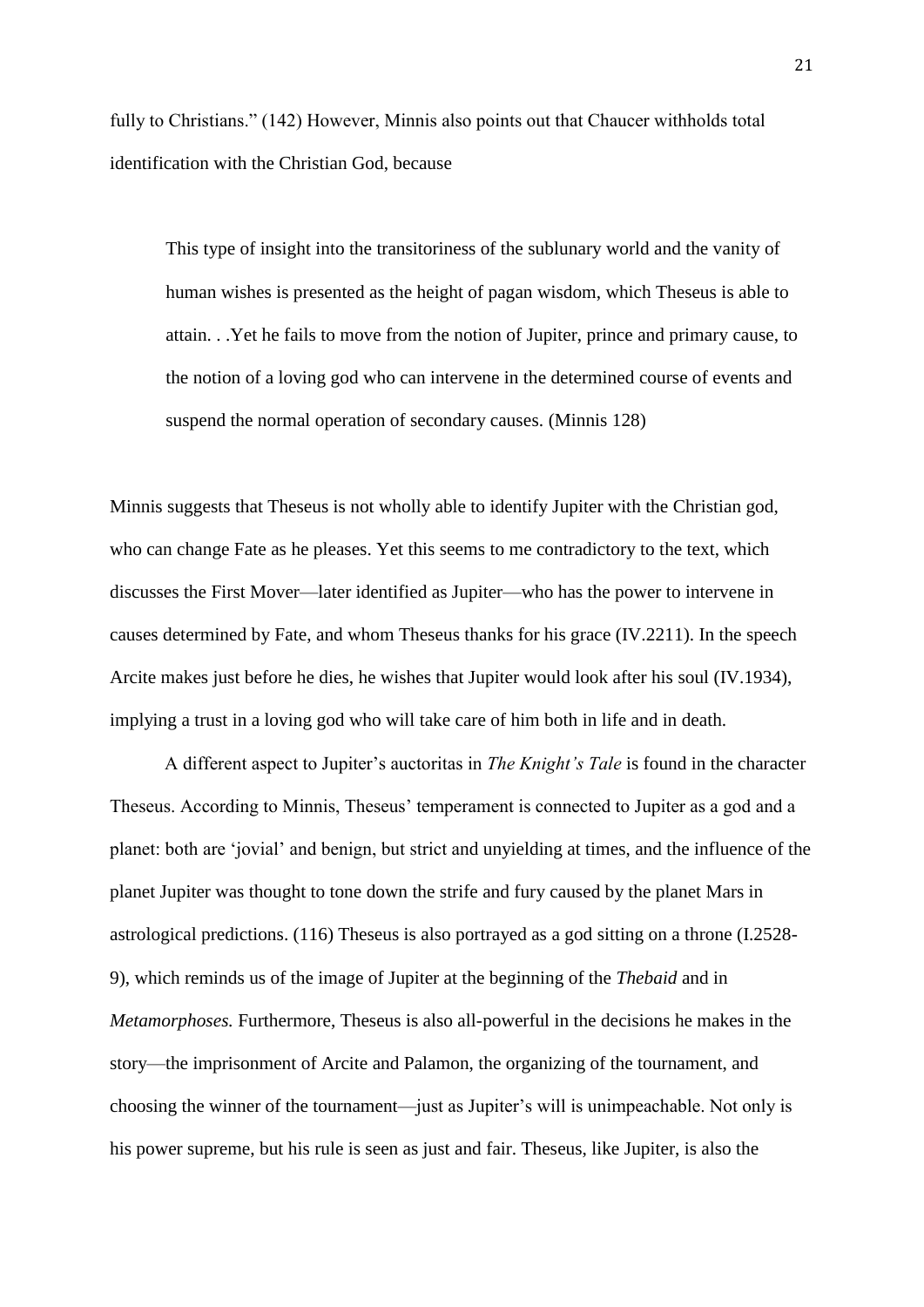fully to Christians." (142) However, Minnis also points out that Chaucer withholds total identification with the Christian God, because

> This type of insight into the transitoriness of the sublunary world and the vanity of human wishes is presented as the height of pagan wisdom, which Theseus is able to attain. . .Yet he fails to move from the notion of Jupiter, prince and primary cause, to the notion of a loving god who can intervene in the determined course of events and suspend the normal operation of secondary causes. (Minnis 128)

Minnis suggests that Theseus is not wholly able to identify Jupiter with the Christian god, who can change Fate as he pleases. Yet this seems to me contradictory to the text, which discusses the First Mover—later identified as Jupiter—who has the power to intervene in causes determined by Fate, and whom Theseus thanks for his grace (IV.2211). In the speech Arcite makes just before he dies, he wishes that Jupiter would look after his soul (IV.1934), implying a trust in a loving god who will take care of him both in life and in death.

A different aspect to Jupiter's auctoritas in *The Knight's Tale* is found in the character Theseus. According to Minnis, Theseus' temperament is connected to Jupiter as a god and a planet: both are 'jovial' and benign, but strict and unyielding at times, and the influence of the planet Jupiter was thought to tone down the strife and fury caused by the planet Mars in astrological predictions. (116) Theseus is also portrayed as a god sitting on a throne (I.2528-9), which reminds us of the image of Jupiter at the beginning of the *Thebaid* and in *Metamorphoses.* Furthermore, Theseus is also all-powerful in the decisions he makes in the story—the imprisonment of Arcite and Palamon, the organizing of the tournament, and choosing the winner of the tournament—just as Jupiter's will is unimpeachable. Not only is his power supreme, but his rule is seen as just and fair. Theseus, like Jupiter, is also the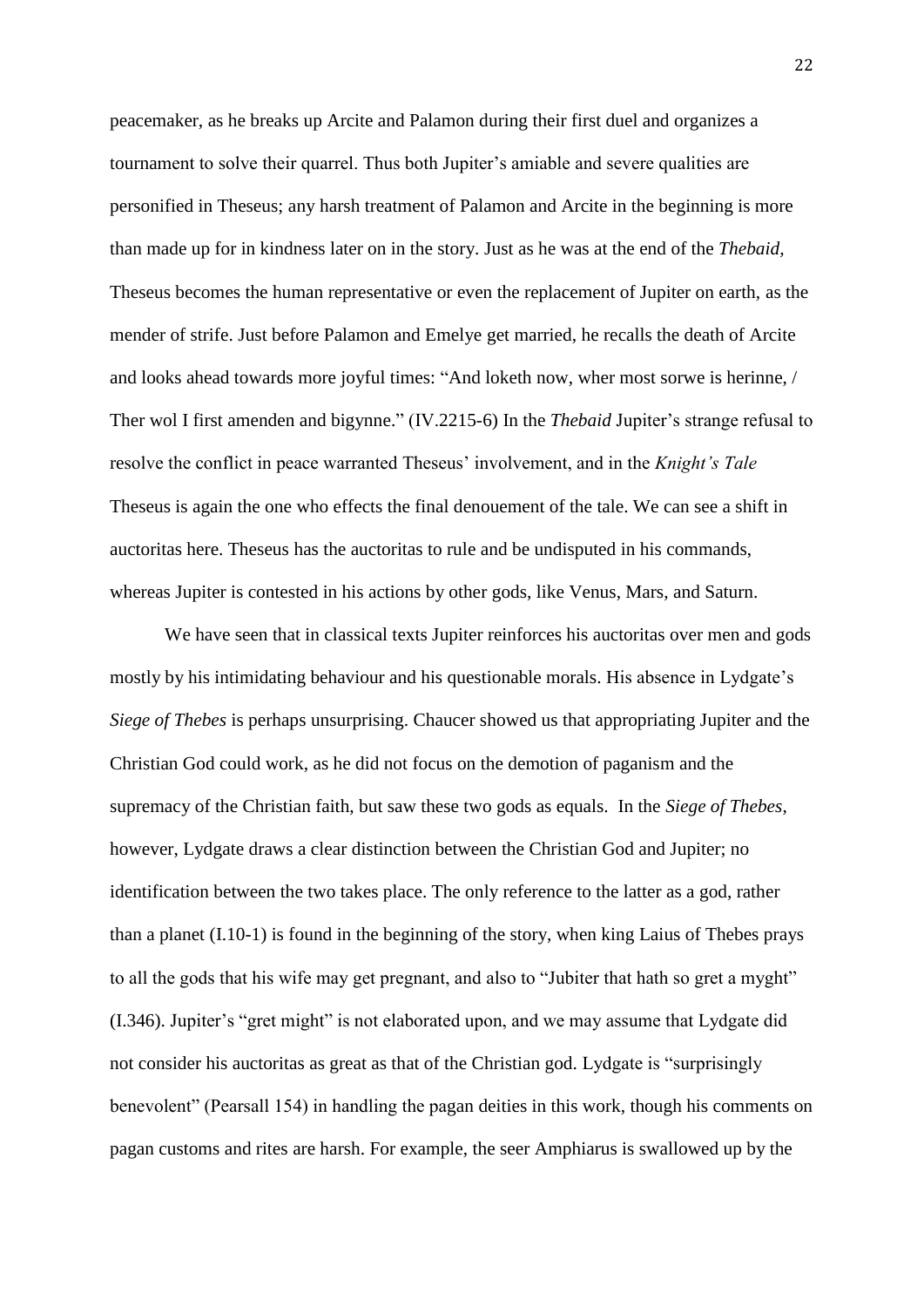peacemaker, as he breaks up Arcite and Palamon during their first duel and organizes a tournament to solve their quarrel. Thus both Jupiter's amiable and severe qualities are personified in Theseus; any harsh treatment of Palamon and Arcite in the beginning is more than made up for in kindness later on in the story. Just as he was at the end of the *Thebaid,* Theseus becomes the human representative or even the replacement of Jupiter on earth, as the mender of strife. Just before Palamon and Emelye get married, he recalls the death of Arcite and looks ahead towards more joyful times: "And loketh now, wher most sorwe is herinne, / Ther wol I first amenden and bigynne." (IV.2215-6) In the *Thebaid* Jupiter's strange refusal to resolve the conflict in peace warranted Theseus' involvement, and in the *Knight's Tale* Theseus is again the one who effects the final denouement of the tale. We can see a shift in auctoritas here. Theseus has the auctoritas to rule and be undisputed in his commands, whereas Jupiter is contested in his actions by other gods, like Venus, Mars, and Saturn.

We have seen that in classical texts Jupiter reinforces his auctoritas over men and gods mostly by his intimidating behaviour and his questionable morals. His absence in Lydgate's *Siege of Thebes* is perhaps unsurprising. Chaucer showed us that appropriating Jupiter and the Christian God could work, as he did not focus on the demotion of paganism and the supremacy of the Christian faith, but saw these two gods as equals. In the *Siege of Thebes*, however, Lydgate draws a clear distinction between the Christian God and Jupiter; no identification between the two takes place. The only reference to the latter as a god, rather than a planet (I.10-1) is found in the beginning of the story, when king Laius of Thebes prays to all the gods that his wife may get pregnant, and also to "Jubiter that hath so gret a myght" (I.346). Jupiter's "gret might" is not elaborated upon, and we may assume that Lydgate did not consider his auctoritas as great as that of the Christian god. Lydgate is "surprisingly benevolent" (Pearsall 154) in handling the pagan deities in this work, though his comments on pagan customs and rites are harsh. For example, the seer Amphiarus is swallowed up by the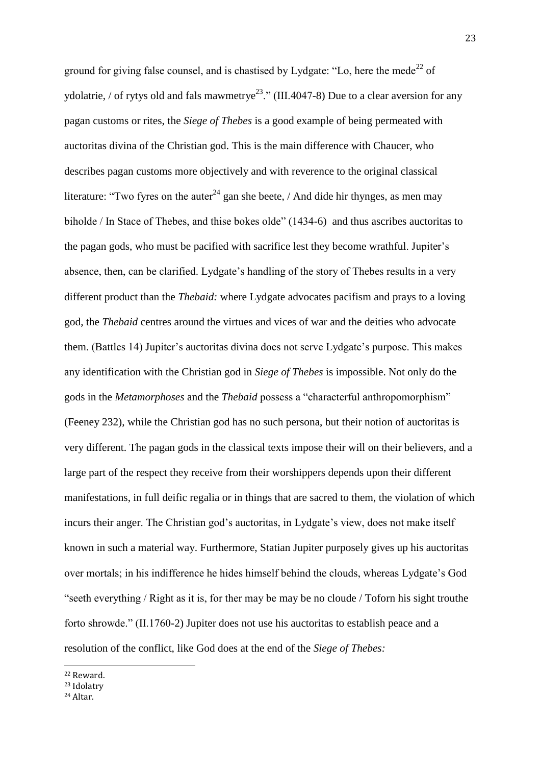ground for giving false counsel, and is chastised by Lydgate: "Lo, here the mede[22] of ydolatrie, / of rytys old and fals mawmetrye[23]." (III.4047-8) Due to a clear aversion for any pagan customs or rites, the *Siege of Thebes* is a good example of being permeated with auctoritas divina of the Christian god. This is the main difference with Chaucer, who describes pagan customs more objectively and with reverence to the original classical literature: "Two fyres on the auter[24] gan she beete, / And dide hir thynges, as men may biholde / In Stace of Thebes, and thise bokes olde" (1434-6) and thus ascribes auctoritas to the pagan gods, who must be pacified with sacrifice lest they become wrathful. Jupiter's absence, then, can be clarified. Lydgate's handling of the story of Thebes results in a very different product than the *Thebaid:* where Lydgate advocates pacifism and prays to a loving god, the *Thebaid* centres around the virtues and vices of war and the deities who advocate them. (Battles 14) Jupiter's auctoritas divina does not serve Lydgate's purpose. This makes any identification with the Christian god in *Siege of Thebes* is impossible. Not only do the gods in the *Metamorphoses* and the *Thebaid* possess a "characterful anthropomorphism" (Feeney 232), while the Christian god has no such persona, but their notion of auctoritas is very different. The pagan gods in the classical texts impose their will on their believers, and a large part of the respect they receive from their worshippers depends upon their different manifestations, in full deific regalia or in things that are sacred to them, the violation of which incurs their anger. The Christian god's auctoritas, in Lydgate's view, does not make itself known in such a material way. Furthermore, Statian Jupiter purposely gives up his auctoritas over mortals; in his indifference he hides himself behind the clouds, whereas Lydgate's God "seeth everything / Right as it is, for ther may be may be no cloude / Toforn his sight trouthe forto shrowde." (II.1760-2) Jupiter does not use his auctoritas to establish peace and a resolution of the conflict, like God does at the end of the *Siege of Thebes:*

[22] Reward.

[23] Idolatry

[24] Altar.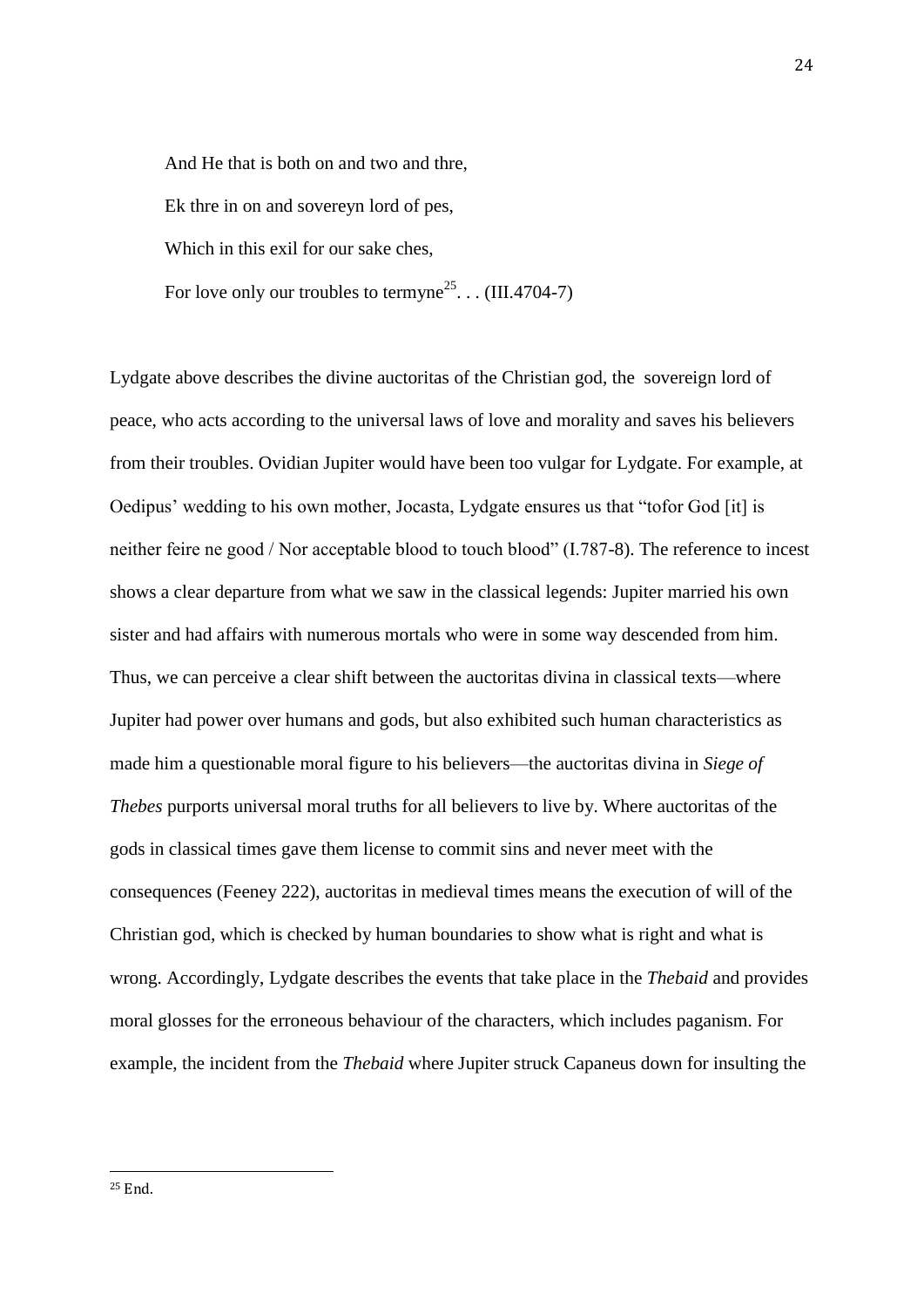> And He that is both on and two and thre,
>
> Ek thre in on and sovereyn lord of pes,
>
> Which in this exil for our sake ches,
>
> For love only our troubles to termyne[25]. . . (III.4704-7)

Lydgate above describes the divine auctoritas of the Christian god, the sovereign lord of peace, who acts according to the universal laws of love and morality and saves his believers from their troubles. Ovidian Jupiter would have been too vulgar for Lydgate. For example, at Oedipus' wedding to his own mother, Jocasta, Lydgate ensures us that "tofor God [it] is neither feire ne good / Nor acceptable blood to touch blood" (I.787-8). The reference to incest shows a clear departure from what we saw in the classical legends: Jupiter married his own sister and had affairs with numerous mortals who were in some way descended from him. Thus, we can perceive a clear shift between the auctoritas divina in classical texts—where Jupiter had power over humans and gods, but also exhibited such human characteristics as made him a questionable moral figure to his believers—the auctoritas divina in *Siege of Thebes* purports universal moral truths for all believers to live by. Where auctoritas of the gods in classical times gave them license to commit sins and never meet with the consequences (Feeney 222), auctoritas in medieval times means the execution of will of the Christian god, which is checked by human boundaries to show what is right and what is wrong. Accordingly, Lydgate describes the events that take place in the *Thebaid* and provides moral glosses for the erroneous behaviour of the characters, which includes paganism. For example, the incident from the *Thebaid* where Jupiter struck Capaneus down for insulting the

---

[25] End.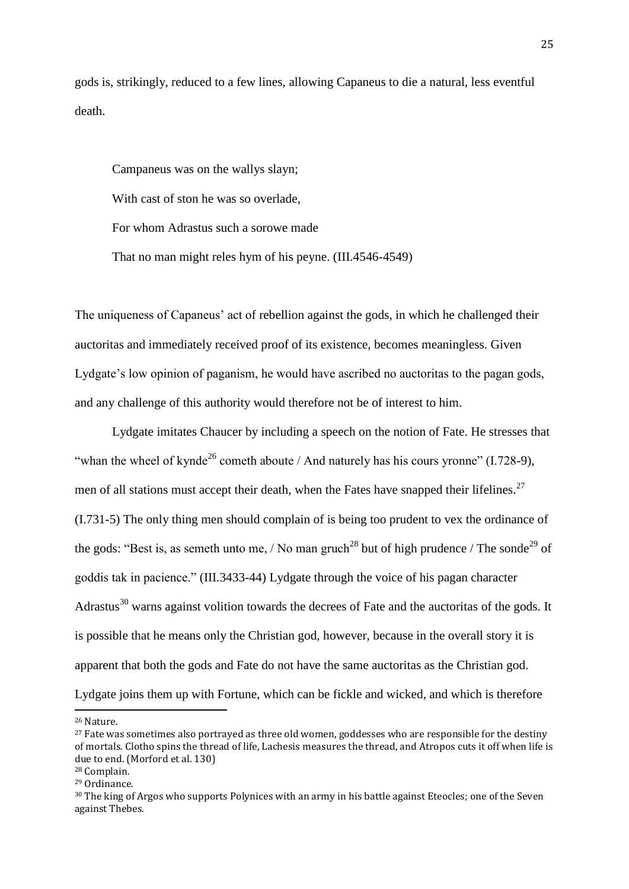gods is, strikingly, reduced to a few lines, allowing Capaneus to die a natural, less eventful death.

> Campaneus was on the wallys slayn;
>
> With cast of ston he was so overlade,
>
> For whom Adrastus such a sorowe made
>
> That no man might reles hym of his peyne. (III.4546-4549)

The uniqueness of Capaneus' act of rebellion against the gods, in which he challenged their auctoritas and immediately received proof of its existence, becomes meaningless. Given Lydgate's low opinion of paganism, he would have ascribed no auctoritas to the pagan gods, and any challenge of this authority would therefore not be of interest to him.

Lydgate imitates Chaucer by including a speech on the notion of Fate. He stresses that "whan the wheel of kynde[26] cometh aboute / And naturely has his cours yronne" (I.728-9), men of all stations must accept their death, when the Fates have snapped their lifelines.[27] (I.731-5) The only thing men should complain of is being too prudent to vex the ordinance of the gods: "Best is, as semeth unto me, / No man gruch[28] but of high prudence / The sonde[29] of goddis tak in pacience." (III.3433-44) Lydgate through the voice of his pagan character Adrastus[30] warns against volition towards the decrees of Fate and the auctoritas of the gods. It is possible that he means only the Christian god, however, because in the overall story it is apparent that both the gods and Fate do not have the same auctoritas as the Christian god. Lydgate joins them up with Fortune, which can be fickle and wicked, and which is therefore

---

[26] Nature.

[27] Fate was sometimes also portrayed as three old women, goddesses who are responsible for the destiny of mortals. Clotho spins the thread of life, Lachesis measures the thread, and Atropos cuts it off when life is due to end. (Morford et al. 130)

[28] Complain.

[29] Ordinance.

[30] The king of Argos who supports Polynices with an army in his battle against Eteocles; one of the Seven against Thebes.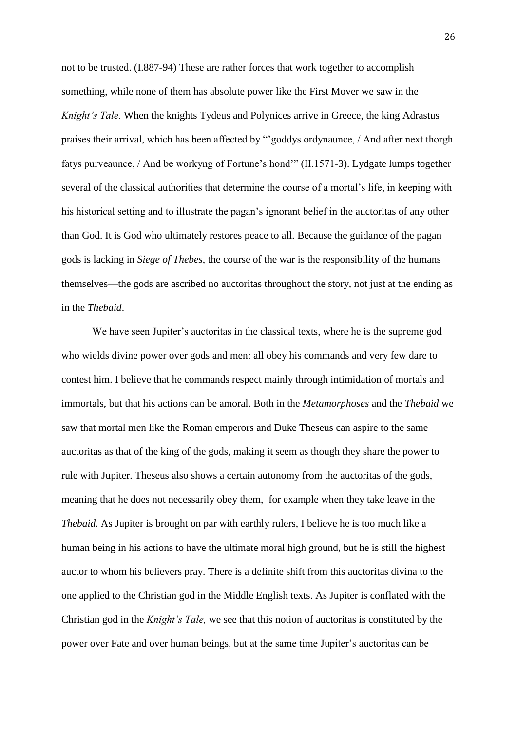not to be trusted. (I.887-94) These are rather forces that work together to accomplish something, while none of them has absolute power like the First Mover we saw in the *Knight's Tale.* When the knights Tydeus and Polynices arrive in Greece, the king Adrastus praises their arrival, which has been affected by "'goddys ordynaunce, / And after next thorgh fatys purveaunce, / And be workyng of Fortune's hond'" (II.1571-3). Lydgate lumps together several of the classical authorities that determine the course of a mortal's life, in keeping with his historical setting and to illustrate the pagan's ignorant belief in the auctoritas of any other than God. It is God who ultimately restores peace to all. Because the guidance of the pagan gods is lacking in *Siege of Thebes*, the course of the war is the responsibility of the humans themselves—the gods are ascribed no auctoritas throughout the story, not just at the ending as in the *Thebaid*.

We have seen Jupiter's auctoritas in the classical texts, where he is the supreme god who wields divine power over gods and men: all obey his commands and very few dare to contest him. I believe that he commands respect mainly through intimidation of mortals and immortals, but that his actions can be amoral. Both in the *Metamorphoses* and the *Thebaid* we saw that mortal men like the Roman emperors and Duke Theseus can aspire to the same auctoritas as that of the king of the gods, making it seem as though they share the power to rule with Jupiter. Theseus also shows a certain autonomy from the auctoritas of the gods, meaning that he does not necessarily obey them, for example when they take leave in the *Thebaid.* As Jupiter is brought on par with earthly rulers, I believe he is too much like a human being in his actions to have the ultimate moral high ground, but he is still the highest auctor to whom his believers pray. There is a definite shift from this auctoritas divina to the one applied to the Christian god in the Middle English texts. As Jupiter is conflated with the Christian god in the *Knight's Tale,* we see that this notion of auctoritas is constituted by the power over Fate and over human beings, but at the same time Jupiter's auctoritas can be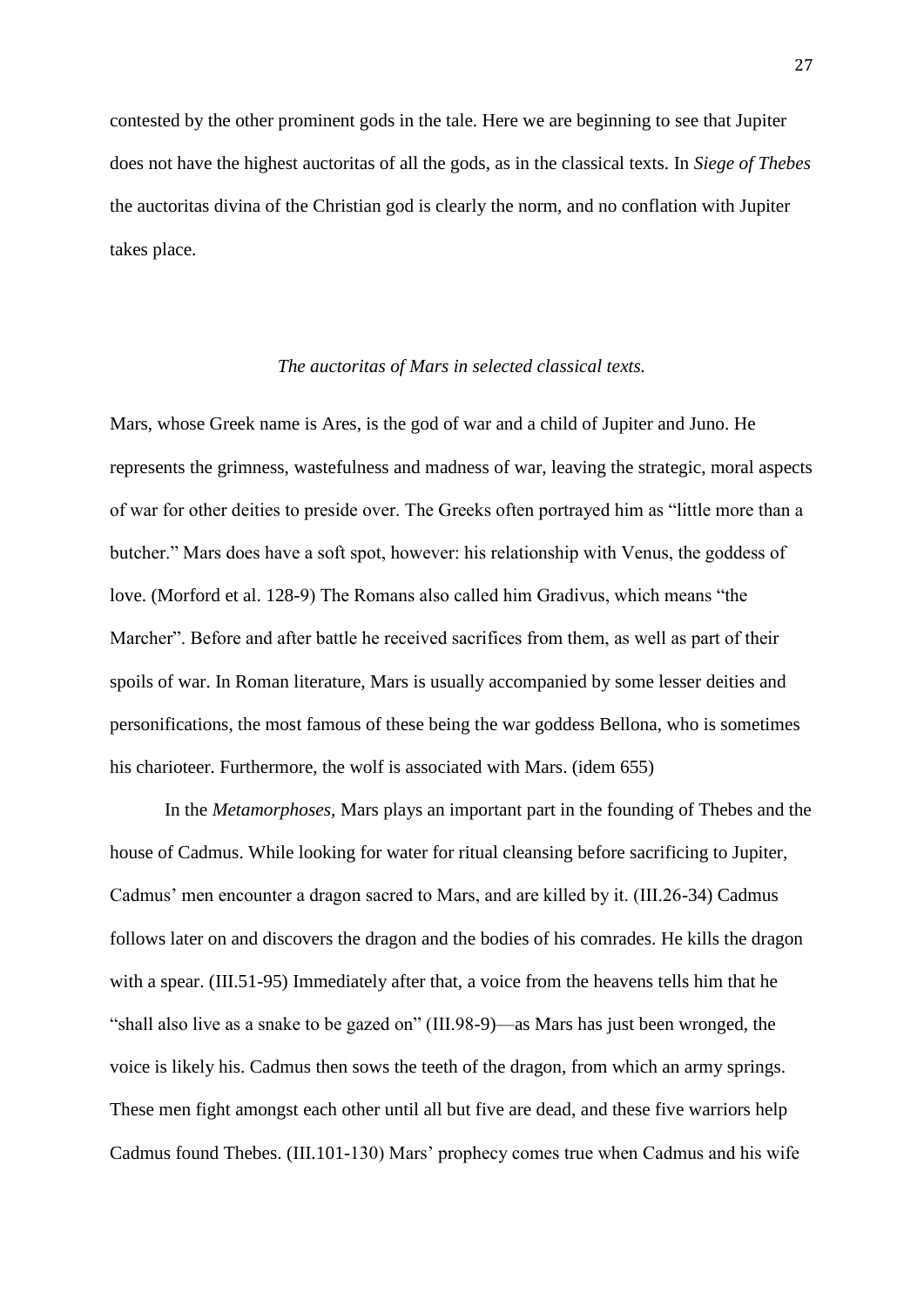contested by the other prominent gods in the tale. Here we are beginning to see that Jupiter does not have the highest auctoritas of all the gods, as in the classical texts. In *Siege of Thebes* the auctoritas divina of the Christian god is clearly the norm, and no conflation with Jupiter takes place.

### *The auctoritas of Mars in selected classical texts.*

Mars, whose Greek name is Ares, is the god of war and a child of Jupiter and Juno. He represents the grimness, wastefulness and madness of war, leaving the strategic, moral aspects of war for other deities to preside over. The Greeks often portrayed him as "little more than a butcher." Mars does have a soft spot, however: his relationship with Venus, the goddess of love. (Morford et al. 128-9) The Romans also called him Gradivus, which means "the Marcher". Before and after battle he received sacrifices from them, as well as part of their spoils of war. In Roman literature, Mars is usually accompanied by some lesser deities and personifications, the most famous of these being the war goddess Bellona, who is sometimes his charioteer. Furthermore, the wolf is associated with Mars. (idem 655)

In the *Metamorphoses,* Mars plays an important part in the founding of Thebes and the house of Cadmus. While looking for water for ritual cleansing before sacrificing to Jupiter, Cadmus' men encounter a dragon sacred to Mars, and are killed by it. (III.26-34) Cadmus follows later on and discovers the dragon and the bodies of his comrades. He kills the dragon with a spear. (III.51-95) Immediately after that, a voice from the heavens tells him that he "shall also live as a snake to be gazed on" (III.98-9)—as Mars has just been wronged, the voice is likely his. Cadmus then sows the teeth of the dragon, from which an army springs. These men fight amongst each other until all but five are dead, and these five warriors help Cadmus found Thebes. (III.101-130) Mars' prophecy comes true when Cadmus and his wife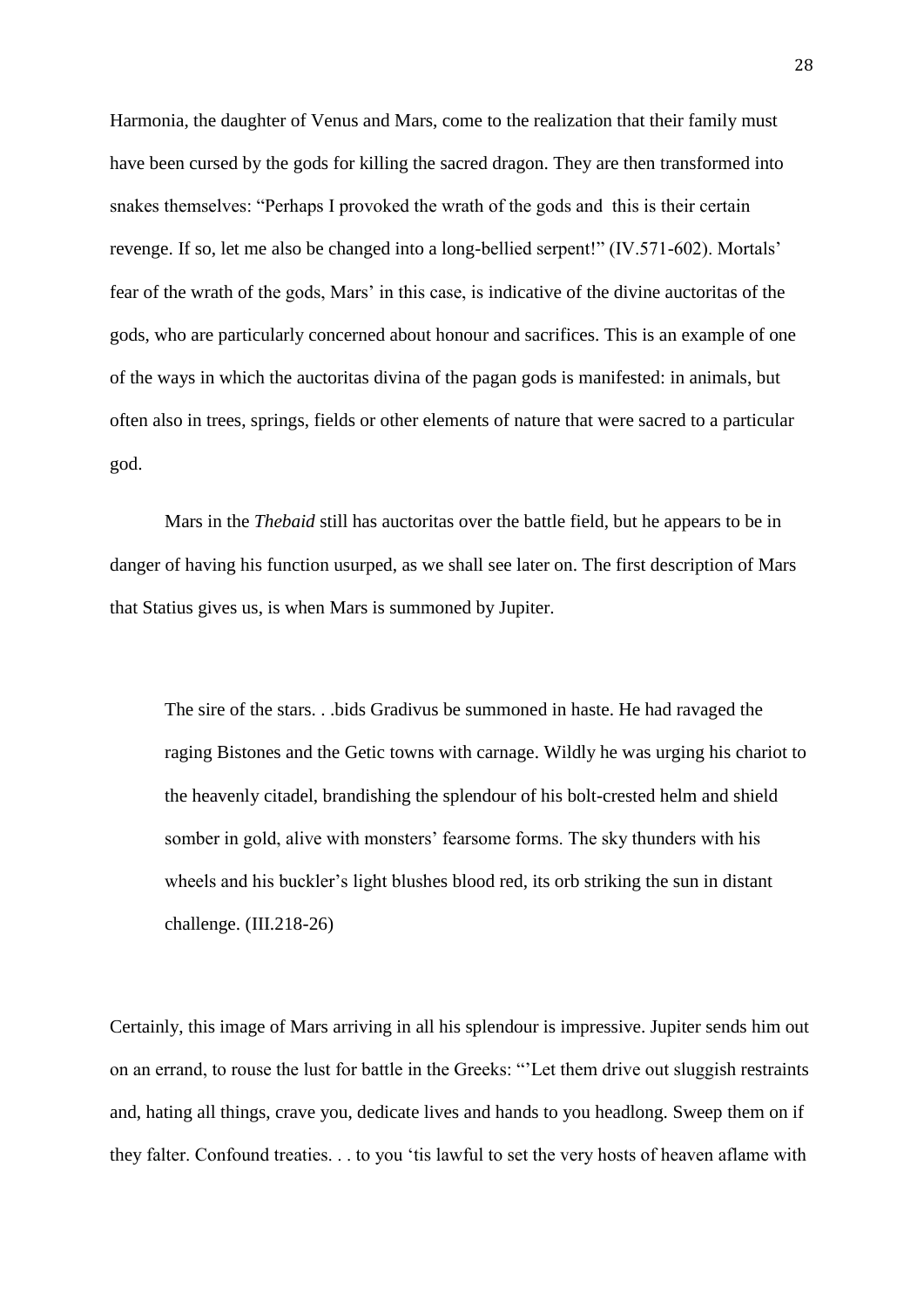Harmonia, the daughter of Venus and Mars, come to the realization that their family must have been cursed by the gods for killing the sacred dragon. They are then transformed into snakes themselves: "Perhaps I provoked the wrath of the gods and this is their certain revenge. If so, let me also be changed into a long-bellied serpent!" (IV.571-602). Mortals' fear of the wrath of the gods, Mars' in this case, is indicative of the divine auctoritas of the gods, who are particularly concerned about honour and sacrifices. This is an example of one of the ways in which the auctoritas divina of the pagan gods is manifested: in animals, but often also in trees, springs, fields or other elements of nature that were sacred to a particular god.

Mars in the *Thebaid* still has auctoritas over the battle field, but he appears to be in danger of having his function usurped, as we shall see later on. The first description of Mars that Statius gives us, is when Mars is summoned by Jupiter.

> The sire of the stars. . .bids Gradivus be summoned in haste. He had ravaged the raging Bistones and the Getic towns with carnage. Wildly he was urging his chariot to the heavenly citadel, brandishing the splendour of his bolt-crested helm and shield somber in gold, alive with monsters' fearsome forms. The sky thunders with his wheels and his buckler's light blushes blood red, its orb striking the sun in distant challenge. (III.218-26)

Certainly, this image of Mars arriving in all his splendour is impressive. Jupiter sends him out on an errand, to rouse the lust for battle in the Greeks: "'Let them drive out sluggish restraints and, hating all things, crave you, dedicate lives and hands to you headlong. Sweep them on if they falter. Confound treaties. . . to you 'tis lawful to set the very hosts of heaven aflame with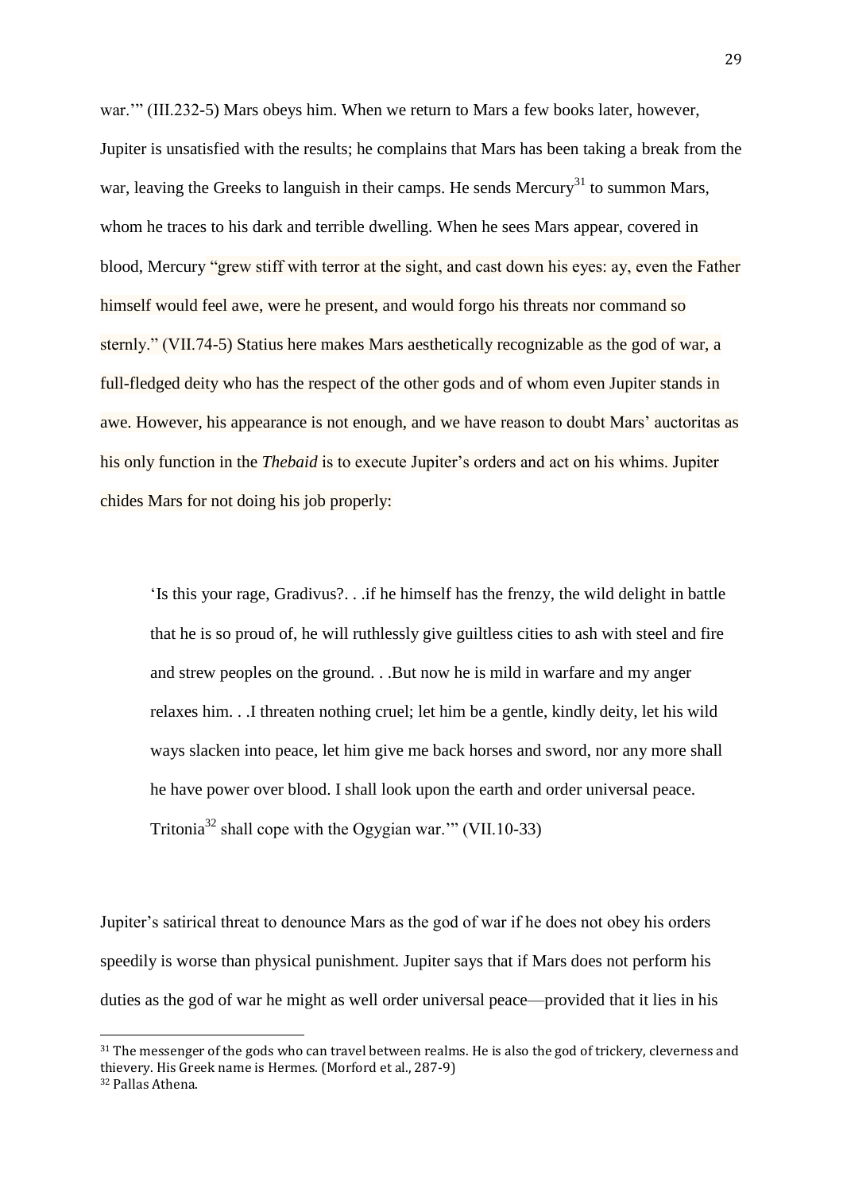war.'" (III.232-5) Mars obeys him. When we return to Mars a few books later, however, Jupiter is unsatisfied with the results; he complains that Mars has been taking a break from the war, leaving the Greeks to languish in their camps. He sends Mercury[31] to summon Mars, whom he traces to his dark and terrible dwelling. When he sees Mars appear, covered in blood, Mercury "grew stiff with terror at the sight, and cast down his eyes: ay, even the Father himself would feel awe, were he present, and would forgo his threats nor command so sternly." (VII.74-5) Statius here makes Mars aesthetically recognizable as the god of war, a full-fledged deity who has the respect of the other gods and of whom even Jupiter stands in awe. However, his appearance is not enough, and we have reason to doubt Mars' auctoritas as his only function in the *Thebaid* is to execute Jupiter's orders and act on his whims. Jupiter chides Mars for not doing his job properly:

> 'Is this your rage, Gradivus?. . .if he himself has the frenzy, the wild delight in battle that he is so proud of, he will ruthlessly give guiltless cities to ash with steel and fire and strew peoples on the ground. . .But now he is mild in warfare and my anger relaxes him. . .I threaten nothing cruel; let him be a gentle, kindly deity, let his wild ways slacken into peace, let him give me back horses and sword, nor any more shall he have power over blood. I shall look upon the earth and order universal peace. Tritonia[32] shall cope with the Ogygian war.'" (VII.10-33)

Jupiter's satirical threat to denounce Mars as the god of war if he does not obey his orders speedily is worse than physical punishment. Jupiter says that if Mars does not perform his duties as the god of war he might as well order universal peace—provided that it lies in his

---

[31] The messenger of the gods who can travel between realms. He is also the god of trickery, cleverness and thievery. His Greek name is Hermes. (Morford et al., 287-9)

[32] Pallas Athena.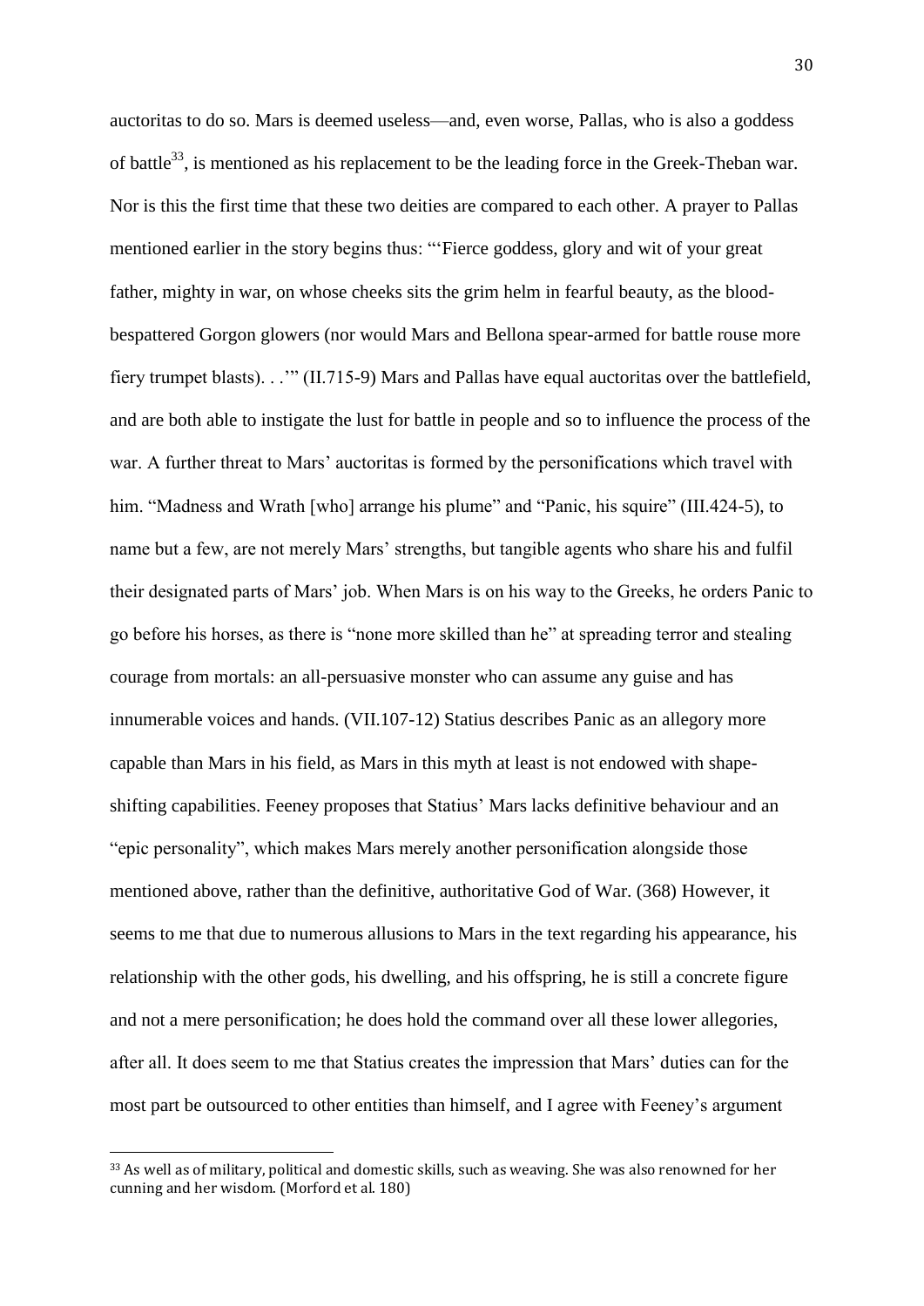auctoritas to do so. Mars is deemed useless—and, even worse, Pallas, who is also a goddess of battle[33], is mentioned as his replacement to be the leading force in the Greek-Theban war. Nor is this the first time that these two deities are compared to each other. A prayer to Pallas mentioned earlier in the story begins thus: "'Fierce goddess, glory and wit of your great father, mighty in war, on whose cheeks sits the grim helm in fearful beauty, as the blood-bespattered Gorgon glowers (nor would Mars and Bellona spear-armed for battle rouse more fiery trumpet blasts). . .'" (II.715-9) Mars and Pallas have equal auctoritas over the battlefield, and are both able to instigate the lust for battle in people and so to influence the process of the war. A further threat to Mars' auctoritas is formed by the personifications which travel with him. "Madness and Wrath [who] arrange his plume" and "Panic, his squire" (III.424-5), to name but a few, are not merely Mars' strengths, but tangible agents who share his and fulfil their designated parts of Mars' job. When Mars is on his way to the Greeks, he orders Panic to go before his horses, as there is "none more skilled than he" at spreading terror and stealing courage from mortals: an all-persuasive monster who can assume any guise and has innumerable voices and hands. (VII.107-12) Statius describes Panic as an allegory more capable than Mars in his field, as Mars in this myth at least is not endowed with shape-shifting capabilities. Feeney proposes that Statius' Mars lacks definitive behaviour and an "epic personality", which makes Mars merely another personification alongside those mentioned above, rather than the definitive, authoritative God of War. (368) However, it seems to me that due to numerous allusions to Mars in the text regarding his appearance, his relationship with the other gods, his dwelling, and his offspring, he is still a concrete figure and not a mere personification; he does hold the command over all these lower allegories, after all. It does seem to me that Statius creates the impression that Mars' duties can for the most part be outsourced to other entities than himself, and I agree with Feeney's argument

---

[33] As well as of military, political and domestic skills, such as weaving. She was also renowned for her cunning and her wisdom. (Morford et al. 180)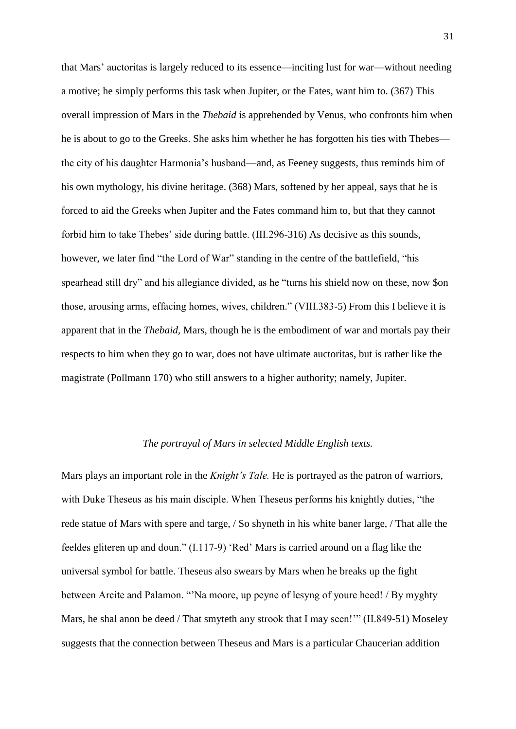that Mars' auctoritas is largely reduced to its essence—inciting lust for war—without needing a motive; he simply performs this task when Jupiter, or the Fates, want him to. (367) This overall impression of Mars in the *Thebaid* is apprehended by Venus, who confronts him when he is about to go to the Greeks. She asks him whether he has forgotten his ties with Thebes—the city of his daughter Harmonia's husband—and, as Feeney suggests, thus reminds him of his own mythology, his divine heritage. (368) Mars, softened by her appeal, says that he is forced to aid the Greeks when Jupiter and the Fates command him to, but that they cannot forbid him to take Thebes' side during battle. (III.296-316) As decisive as this sounds, however, we later find "the Lord of War" standing in the centre of the battlefield, "his spearhead still dry" and his allegiance divided, as he "turns his shield now on these, now $on those, arousing arms, effacing homes, wives, children." (VIII.383-5) From this I believe it is apparent that in the *Thebaid*, Mars, though he is the embodiment of war and mortals pay their respects to him when they go to war, does not have ultimate auctoritas, but is rather like the magistrate (Pollmann 170) who still answers to a higher authority; namely, Jupiter.

## *The portrayal of Mars in selected Middle English texts.*

Mars plays an important role in the *Knight's Tale.* He is portrayed as the patron of warriors, with Duke Theseus as his main disciple. When Theseus performs his knightly duties, "the rede statue of Mars with spere and targe, / So shyneth in his white baner large, / That alle the feeldes gliteren up and doun." (I.117-9) 'Red' Mars is carried around on a flag like the universal symbol for battle. Theseus also swears by Mars when he breaks up the fight between Arcite and Palamon. "'Na moore, up peyne of lesyng of youre heed! / By myghty Mars, he shal anon be deed / That smyteth any strook that I may seen!'" (II.849-51) Moseley suggests that the connection between Theseus and Mars is a particular Chaucerian addition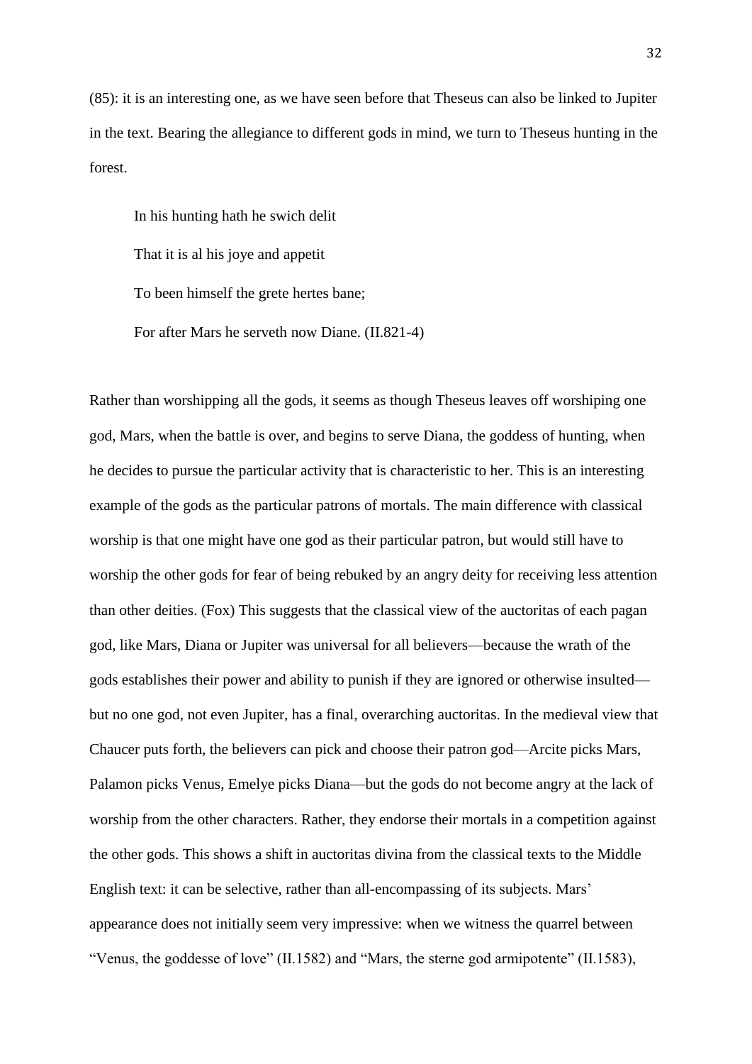(85): it is an interesting one, as we have seen before that Theseus can also be linked to Jupiter in the text. Bearing the allegiance to different gods in mind, we turn to Theseus hunting in the forest.

> In his hunting hath he swich delit
>
> That it is al his joye and appetit
>
> To been himself the grete hertes bane;
>
> For after Mars he serveth now Diane. (II.821-4)

Rather than worshipping all the gods, it seems as though Theseus leaves off worshiping one god, Mars, when the battle is over, and begins to serve Diana, the goddess of hunting, when he decides to pursue the particular activity that is characteristic to her. This is an interesting example of the gods as the particular patrons of mortals. The main difference with classical worship is that one might have one god as their particular patron, but would still have to worship the other gods for fear of being rebuked by an angry deity for receiving less attention than other deities. (Fox) This suggests that the classical view of the auctoritas of each pagan god, like Mars, Diana or Jupiter was universal for all believers—because the wrath of the gods establishes their power and ability to punish if they are ignored or otherwise insulted—but no one god, not even Jupiter, has a final, overarching auctoritas. In the medieval view that Chaucer puts forth, the believers can pick and choose their patron god—Arcite picks Mars, Palamon picks Venus, Emelye picks Diana—but the gods do not become angry at the lack of worship from the other characters. Rather, they endorse their mortals in a competition against the other gods. This shows a shift in auctoritas divina from the classical texts to the Middle English text: it can be selective, rather than all-encompassing of its subjects. Mars' appearance does not initially seem very impressive: when we witness the quarrel between "Venus, the goddesse of love" (II.1582) and "Mars, the sterne god armipotente" (II.1583),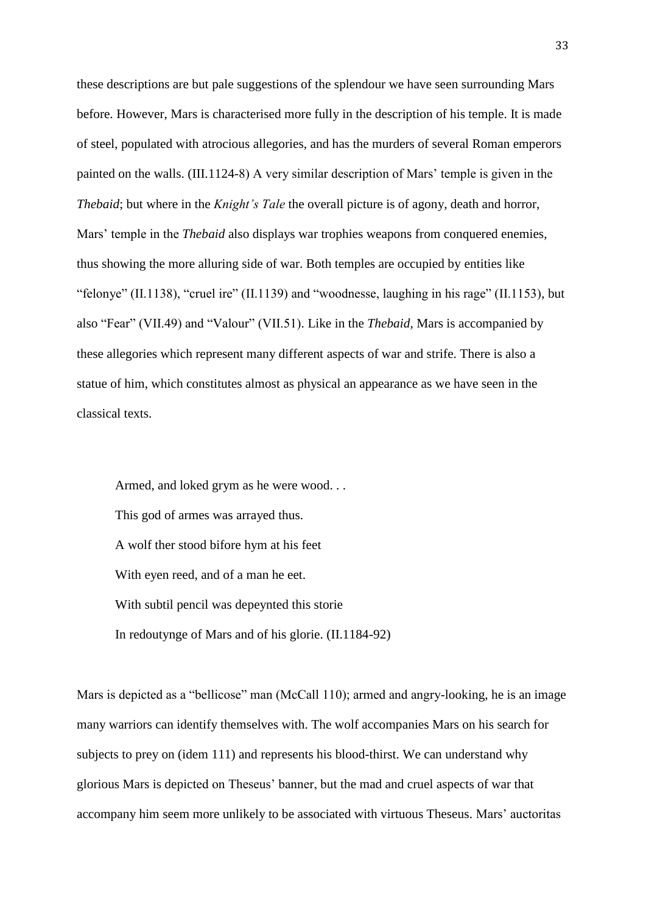these descriptions are but pale suggestions of the splendour we have seen surrounding Mars before. However, Mars is characterised more fully in the description of his temple. It is made of steel, populated with atrocious allegories, and has the murders of several Roman emperors painted on the walls. (III.1124-8) A very similar description of Mars' temple is given in the *Thebaid*; but where in the *Knight's Tale* the overall picture is of agony, death and horror, Mars' temple in the *Thebaid* also displays war trophies weapons from conquered enemies, thus showing the more alluring side of war. Both temples are occupied by entities like "felonye" (II.1138), "cruel ire" (II.1139) and "woodnesse, laughing in his rage" (II.1153), but also "Fear" (VII.49) and "Valour" (VII.51). Like in the *Thebaid,* Mars is accompanied by these allegories which represent many different aspects of war and strife. There is also a statue of him, which constitutes almost as physical an appearance as we have seen in the classical texts.

> Armed, and loked grym as he were wood. . .
> This god of armes was arrayed thus.
> A wolf ther stood bifore hym at his feet
> With eyen reed, and of a man he eet.
> With subtil pencil was depeynted this storie
> In redoutynge of Mars and of his glorie. (II.1184-92)

Mars is depicted as a "bellicose" man (McCall 110); armed and angry-looking, he is an image many warriors can identify themselves with. The wolf accompanies Mars on his search for subjects to prey on (idem 111) and represents his blood-thirst. We can understand why glorious Mars is depicted on Theseus' banner, but the mad and cruel aspects of war that accompany him seem more unlikely to be associated with virtuous Theseus. Mars' auctoritas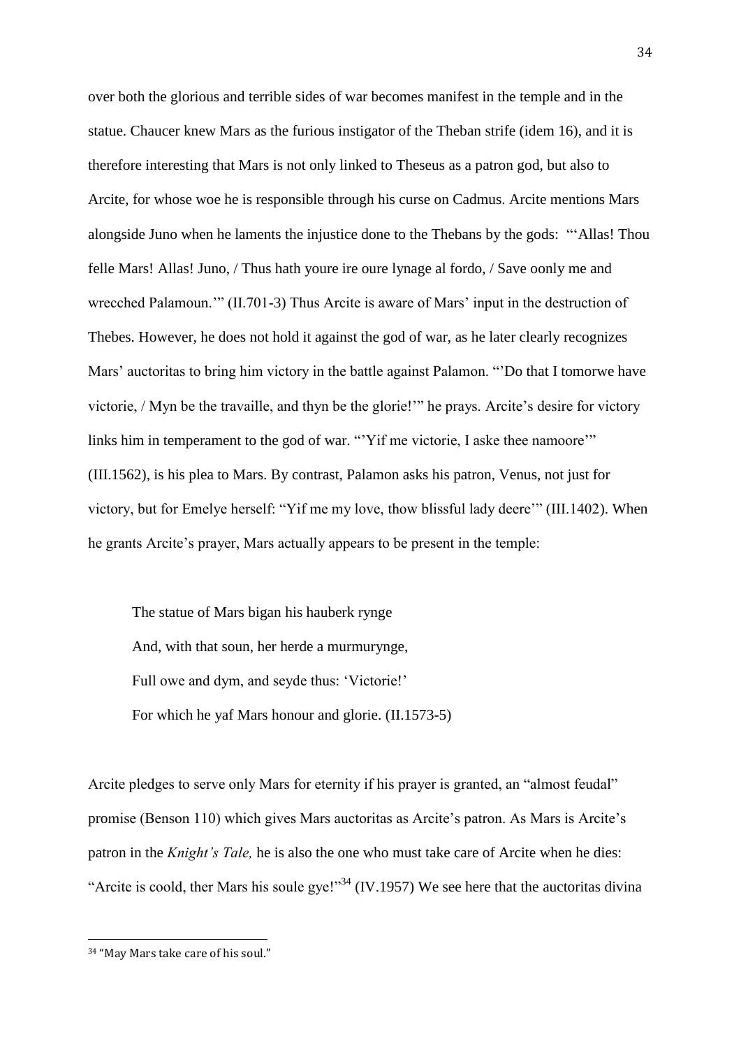over both the glorious and terrible sides of war becomes manifest in the temple and in the statue. Chaucer knew Mars as the furious instigator of the Theban strife (idem 16), and it is therefore interesting that Mars is not only linked to Theseus as a patron god, but also to Arcite, for whose woe he is responsible through his curse on Cadmus. Arcite mentions Mars alongside Juno when he laments the injustice done to the Thebans by the gods: "'Allas! Thou felle Mars! Allas! Juno, / Thus hath youre ire oure lynage al fordo, / Save oonly me and wrecched Palamoun.'" (II.701-3) Thus Arcite is aware of Mars' input in the destruction of Thebes. However, he does not hold it against the god of war, as he later clearly recognizes Mars' auctoritas to bring him victory in the battle against Palamon. "'Do that I tomorwe have victorie, / Myn be the travaille, and thyn be the glorie!'" he prays. Arcite's desire for victory links him in temperament to the god of war. "'Yif me victorie, I aske thee namoore'" (III.1562), is his plea to Mars. By contrast, Palamon asks his patron, Venus, not just for victory, but for Emelye herself: "Yif me my love, thow blissful lady deere'" (III.1402). When he grants Arcite's prayer, Mars actually appears to be present in the temple:

> The statue of Mars bigan his hauberk rynge
> And, with that soun, her herde a murmurynge,
> Full owe and dym, and seyde thus: 'Victorie!'
> For which he yaf Mars honour and glorie. (II.1573-5)

Arcite pledges to serve only Mars for eternity if his prayer is granted, an "almost feudal" promise (Benson 110) which gives Mars auctoritas as Arcite's patron. As Mars is Arcite's patron in the *Knight's Tale,* he is also the one who must take care of Arcite when he dies: "Arcite is coold, ther Mars his soule gye!"[34] (IV.1957) We see here that the auctoritas divina

---

[34] "May Mars take care of his soul."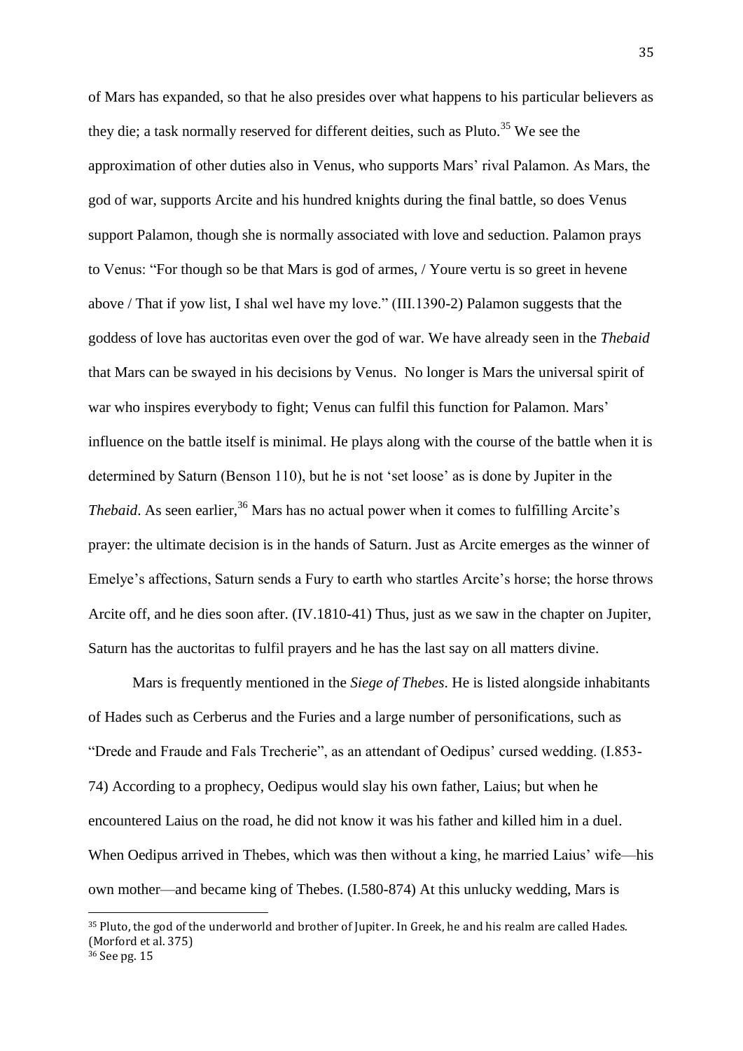of Mars has expanded, so that he also presides over what happens to his particular believers as they die; a task normally reserved for different deities, such as Pluto.[35] We see the approximation of other duties also in Venus, who supports Mars' rival Palamon. As Mars, the god of war, supports Arcite and his hundred knights during the final battle, so does Venus support Palamon, though she is normally associated with love and seduction. Palamon prays to Venus: "For though so be that Mars is god of armes, / Youre vertu is so greet in hevene above / That if yow list, I shal wel have my love." (III.1390-2) Palamon suggests that the goddess of love has auctoritas even over the god of war. We have already seen in the *Thebaid* that Mars can be swayed in his decisions by Venus. No longer is Mars the universal spirit of war who inspires everybody to fight; Venus can fulfil this function for Palamon. Mars' influence on the battle itself is minimal. He plays along with the course of the battle when it is determined by Saturn (Benson 110), but he is not 'set loose' as is done by Jupiter in the *Thebaid*. As seen earlier,[36] Mars has no actual power when it comes to fulfilling Arcite's prayer: the ultimate decision is in the hands of Saturn. Just as Arcite emerges as the winner of Emelye's affections, Saturn sends a Fury to earth who startles Arcite's horse; the horse throws Arcite off, and he dies soon after. (IV.1810-41) Thus, just as we saw in the chapter on Jupiter, Saturn has the auctoritas to fulfil prayers and he has the last say on all matters divine.

Mars is frequently mentioned in the *Siege of Thebes*. He is listed alongside inhabitants of Hades such as Cerberus and the Furies and a large number of personifications, such as "Drede and Fraude and Fals Trecherie", as an attendant of Oedipus' cursed wedding. (I.853-74) According to a prophecy, Oedipus would slay his own father, Laius; but when he encountered Laius on the road, he did not know it was his father and killed him in a duel. When Oedipus arrived in Thebes, which was then without a king, he married Laius' wife—his own mother—and became king of Thebes. (I.580-874) At this unlucky wedding, Mars is

[35] Pluto, the god of the underworld and brother of Jupiter. In Greek, he and his realm are called Hades. (Morford et al. 375)

[36] See pg. 15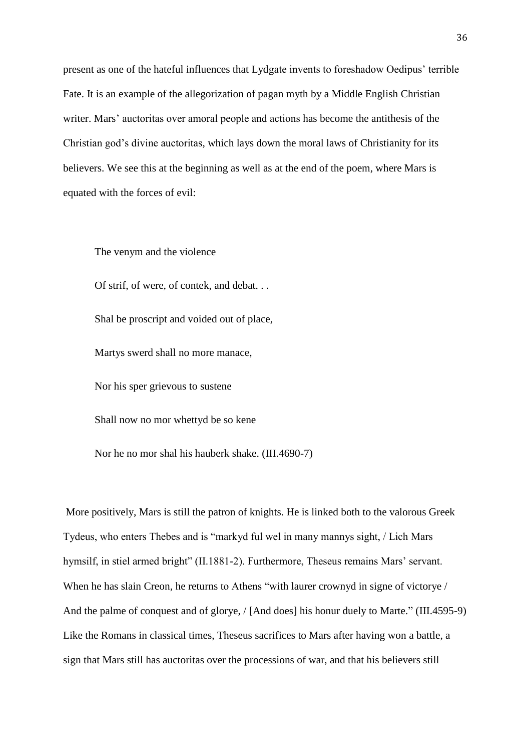present as one of the hateful influences that Lydgate invents to foreshadow Oedipus' terrible Fate. It is an example of the allegorization of pagan myth by a Middle English Christian writer. Mars' auctoritas over amoral people and actions has become the antithesis of the Christian god's divine auctoritas, which lays down the moral laws of Christianity for its believers. We see this at the beginning as well as at the end of the poem, where Mars is equated with the forces of evil:

> The venym and the violence
>
> Of strif, of were, of contek, and debat. . .
>
> Shal be proscript and voided out of place,
>
> Martys swerd shall no more manace,
>
> Nor his sper grievous to sustene
>
> Shall now no mor whettyd be so kene
>
> Nor he no mor shal his hauberk shake. (III.4690-7)

More positively, Mars is still the patron of knights. He is linked both to the valorous Greek Tydeus, who enters Thebes and is "markyd ful wel in many mannys sight, / Lich Mars hymsilf, in stiel armed bright" (II.1881-2). Furthermore, Theseus remains Mars' servant. When he has slain Creon, he returns to Athens "with laurer crownyd in signe of victorye / And the palme of conquest and of glorye, / [And does] his honur duely to Marte." (III.4595-9) Like the Romans in classical times, Theseus sacrifices to Mars after having won a battle, a sign that Mars still has auctoritas over the processions of war, and that his believers still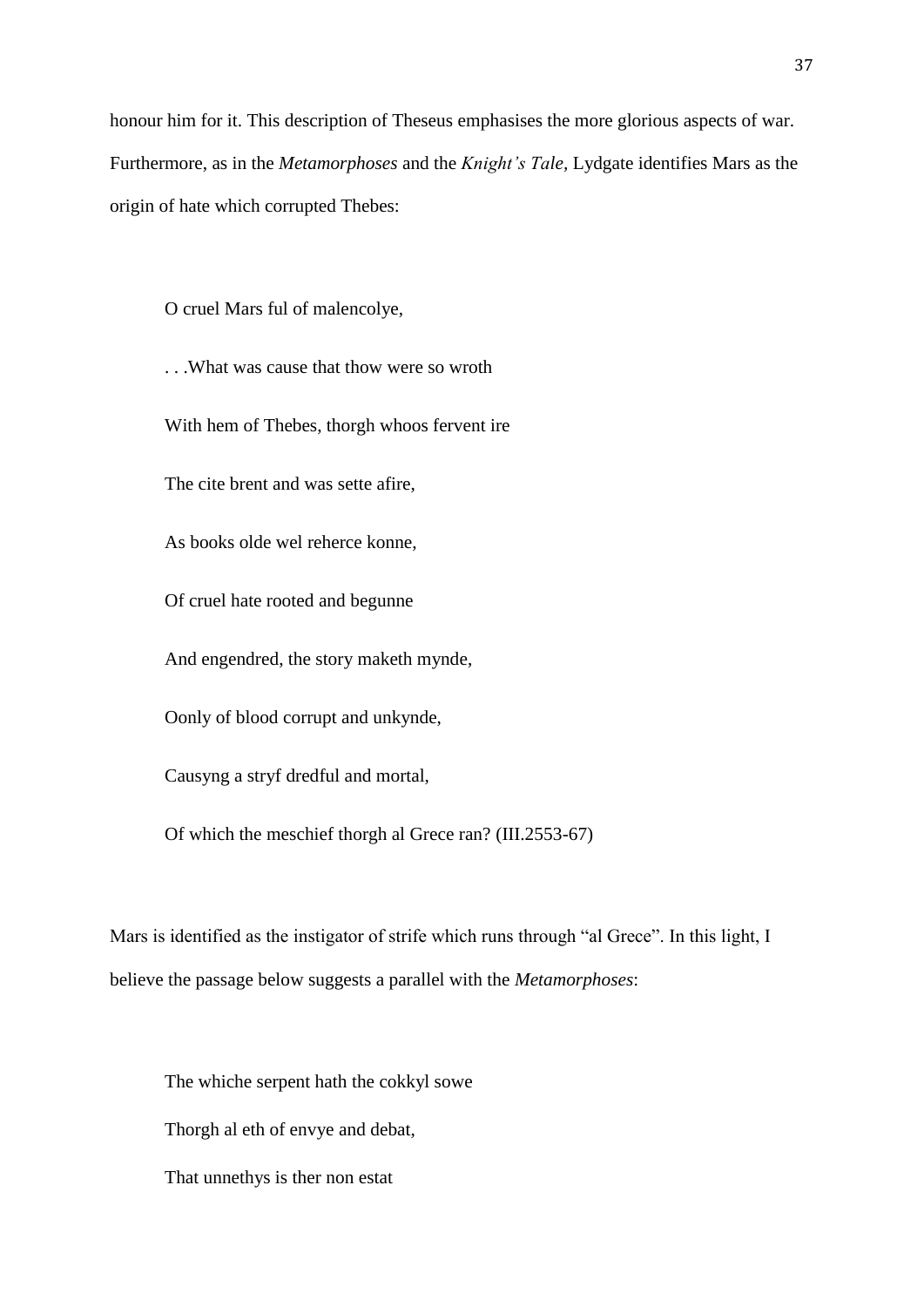honour him for it. This description of Theseus emphasises the more glorious aspects of war. Furthermore, as in the *Metamorphoses* and the *Knight's Tale*, Lydgate identifies Mars as the origin of hate which corrupted Thebes:

> O cruel Mars ful of malencolye,
>
> . . .What was cause that thow were so wroth
>
> With hem of Thebes, thorgh whoos fervent ire
>
> The cite brent and was sette afire,
>
> As books olde wel reherce konne,
>
> Of cruel hate rooted and begunne
>
> And engendred, the story maketh mynde,
>
> Oonly of blood corrupt and unkynde,
>
> Causyng a stryf dredful and mortal,
>
> Of which the meschief thorgh al Grece ran? (III.2553-67)

Mars is identified as the instigator of strife which runs through "al Grece". In this light, I believe the passage below suggests a parallel with the *Metamorphoses*:

> The whiche serpent hath the cokkyl sowe
>
> Thorgh al eth of envye and debat,
>
> That unnethys is ther non estat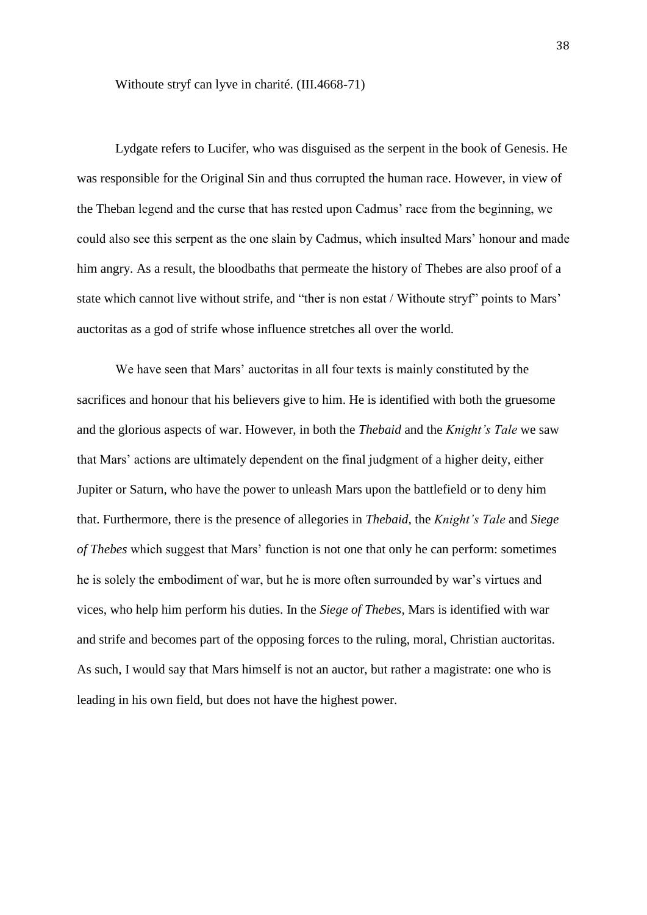Withoute stryf can lyve in charité. (III.4668-71)

Lydgate refers to Lucifer, who was disguised as the serpent in the book of Genesis. He was responsible for the Original Sin and thus corrupted the human race. However, in view of the Theban legend and the curse that has rested upon Cadmus' race from the beginning, we could also see this serpent as the one slain by Cadmus, which insulted Mars' honour and made him angry. As a result, the bloodbaths that permeate the history of Thebes are also proof of a state which cannot live without strife, and "ther is non estat / Withoute stryf" points to Mars' auctoritas as a god of strife whose influence stretches all over the world.

We have seen that Mars' auctoritas in all four texts is mainly constituted by the sacrifices and honour that his believers give to him. He is identified with both the gruesome and the glorious aspects of war. However, in both the *Thebaid* and the *Knight's Tale* we saw that Mars' actions are ultimately dependent on the final judgment of a higher deity, either Jupiter or Saturn, who have the power to unleash Mars upon the battlefield or to deny him that. Furthermore, there is the presence of allegories in *Thebaid*, the *Knight's Tale* and *Siege of Thebes* which suggest that Mars' function is not one that only he can perform: sometimes he is solely the embodiment of war, but he is more often surrounded by war's virtues and vices, who help him perform his duties. In the *Siege of Thebes*, Mars is identified with war and strife and becomes part of the opposing forces to the ruling, moral, Christian auctoritas. As such, I would say that Mars himself is not an auctor, but rather a magistrate: one who is leading in his own field, but does not have the highest power.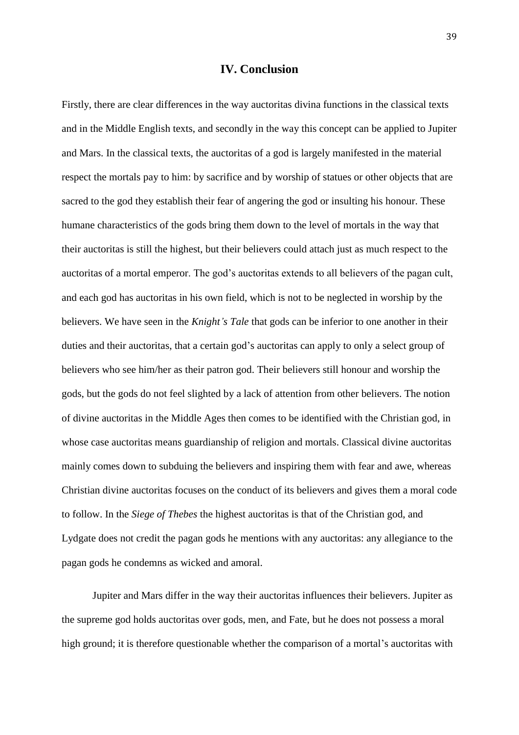## IV. Conclusion

Firstly, there are clear differences in the way auctoritas divina functions in the classical texts and in the Middle English texts, and secondly in the way this concept can be applied to Jupiter and Mars. In the classical texts, the auctoritas of a god is largely manifested in the material respect the mortals pay to him: by sacrifice and by worship of statues or other objects that are sacred to the god they establish their fear of angering the god or insulting his honour. These humane characteristics of the gods bring them down to the level of mortals in the way that their auctoritas is still the highest, but their believers could attach just as much respect to the auctoritas of a mortal emperor. The god's auctoritas extends to all believers of the pagan cult, and each god has auctoritas in his own field, which is not to be neglected in worship by the believers. We have seen in the *Knight's Tale* that gods can be inferior to one another in their duties and their auctoritas, that a certain god's auctoritas can apply to only a select group of believers who see him/her as their patron god. Their believers still honour and worship the gods, but the gods do not feel slighted by a lack of attention from other believers. The notion of divine auctoritas in the Middle Ages then comes to be identified with the Christian god, in whose case auctoritas means guardianship of religion and mortals. Classical divine auctoritas mainly comes down to subduing the believers and inspiring them with fear and awe, whereas Christian divine auctoritas focuses on the conduct of its believers and gives them a moral code to follow. In the *Siege of Thebes* the highest auctoritas is that of the Christian god, and Lydgate does not credit the pagan gods he mentions with any auctoritas: any allegiance to the pagan gods he condemns as wicked and amoral.

Jupiter and Mars differ in the way their auctoritas influences their believers. Jupiter as the supreme god holds auctoritas over gods, men, and Fate, but he does not possess a moral high ground; it is therefore questionable whether the comparison of a mortal's auctoritas with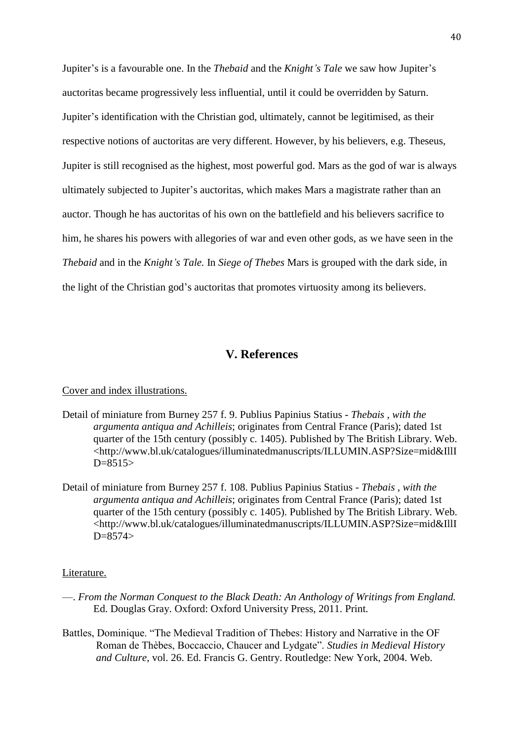Jupiter's is a favourable one. In the *Thebaid* and the *Knight's Tale* we saw how Jupiter's auctoritas became progressively less influential, until it could be overridden by Saturn. Jupiter's identification with the Christian god, ultimately, cannot be legitimised, as their respective notions of auctoritas are very different. However, by his believers, e.g. Theseus, Jupiter is still recognised as the highest, most powerful god. Mars as the god of war is always ultimately subjected to Jupiter's auctoritas, which makes Mars a magistrate rather than an auctor. Though he has auctoritas of his own on the battlefield and his believers sacrifice to him, he shares his powers with allegories of war and even other gods, as we have seen in the *Thebaid* and in the *Knight's Tale.* In *Siege of Thebes* Mars is grouped with the dark side, in the light of the Christian god's auctoritas that promotes virtuosity among its believers.

## V. References

<u>Cover and index illustrations.</u>

Detail of miniature from Burney 257 f. 9. Publius Papinius Statius - *Thebais , with the argumenta antiqua and Achilleis*; originates from Central France (Paris); dated 1st quarter of the 15th century (possibly c. 1405). Published by The British Library. Web. <http://www.bl.uk/catalogues/illuminatedmanuscripts/ILLUMIN.ASP?Size=mid&IllID=8515>

Detail of miniature from Burney 257 f. 108. Publius Papinius Statius - *Thebais , with the argumenta antiqua and Achilleis*; originates from Central France (Paris); dated 1st quarter of the 15th century (possibly c. 1405). Published by The British Library. Web. <http://www.bl.uk/catalogues/illuminatedmanuscripts/ILLUMIN.ASP?Size=mid&IllID=8574>

<u>Literature.</u>

—. *From the Norman Conquest to the Black Death: An Anthology of Writings from England.* Ed. Douglas Gray. Oxford: Oxford University Press, 2011. Print.

Battles, Dominique. "The Medieval Tradition of Thebes: History and Narrative in the OF Roman de Thèbes, Boccaccio, Chaucer and Lydgate". *Studies in Medieval History and Culture*, vol. 26. Ed. Francis G. Gentry. Routledge: New York, 2004. Web.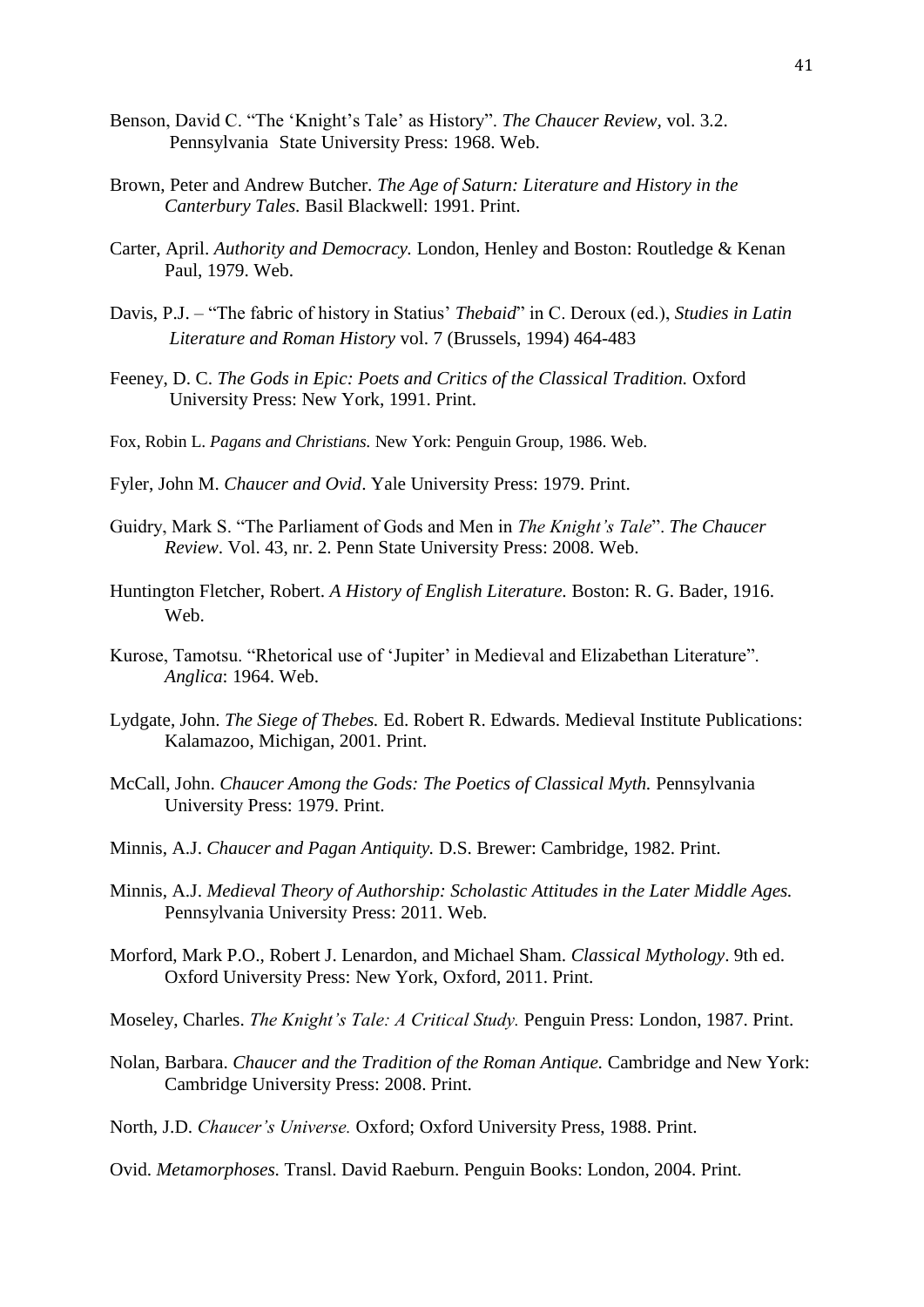Benson, David C. "The 'Knight's Tale' as History". *The Chaucer Review,* vol. 3.2. Pennsylvania State University Press: 1968. Web.

Brown, Peter and Andrew Butcher. *The Age of Saturn: Literature and History in the Canterbury Tales.* Basil Blackwell: 1991. Print.

Carter, April. *Authority and Democracy.* London, Henley and Boston: Routledge & Kenan Paul, 1979. Web.

Davis, P.J. – "The fabric of history in Statius' *Thebaid*" in C. Deroux (ed.), *Studies in Latin Literature and Roman History* vol. 7 (Brussels, 1994) 464-483

Feeney, D. C. *The Gods in Epic: Poets and Critics of the Classical Tradition.* Oxford University Press: New York, 1991. Print.

Fox, Robin L. *Pagans and Christians.* New York: Penguin Group, 1986. Web.

Fyler, John M. *Chaucer and Ovid*. Yale University Press: 1979. Print.

Guidry, Mark S. "The Parliament of Gods and Men in *The Knight's Tale*". *The Chaucer Review*. Vol. 43, nr. 2. Penn State University Press: 2008. Web.

Huntington Fletcher, Robert. *A History of English Literature.* Boston: R. G. Bader, 1916. Web.

Kurose, Tamotsu. "Rhetorical use of 'Jupiter' in Medieval and Elizabethan Literature". *Anglica*: 1964. Web.

Lydgate, John. *The Siege of Thebes.* Ed. Robert R. Edwards. Medieval Institute Publications: Kalamazoo, Michigan, 2001. Print.

McCall, John. *Chaucer Among the Gods: The Poetics of Classical Myth.* Pennsylvania University Press: 1979. Print.

Minnis, A.J. *Chaucer and Pagan Antiquity.* D.S. Brewer: Cambridge, 1982. Print.

Minnis, A.J. *Medieval Theory of Authorship: Scholastic Attitudes in the Later Middle Ages.* Pennsylvania University Press: 2011. Web.

Morford, Mark P.O., Robert J. Lenardon, and Michael Sham. *Classical Mythology*. 9th ed. Oxford University Press: New York, Oxford, 2011. Print.

Moseley, Charles. *The Knight's Tale: A Critical Study.* Penguin Press: London, 1987. Print.

Nolan, Barbara. *Chaucer and the Tradition of the Roman Antique.* Cambridge and New York: Cambridge University Press: 2008. Print.

North, J.D. *Chaucer's Universe.* Oxford; Oxford University Press, 1988. Print.

Ovid. *Metamorphoses*. Transl. David Raeburn. Penguin Books: London, 2004. Print.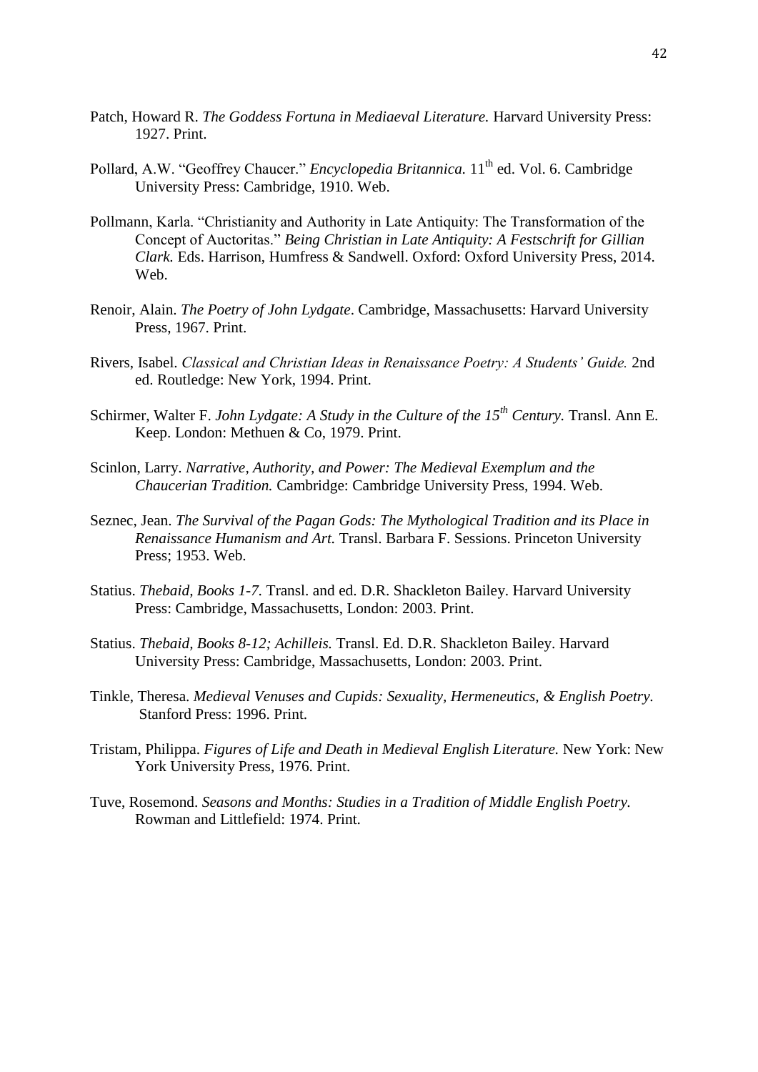Patch, Howard R. *The Goddess Fortuna in Mediaeval Literature.* Harvard University Press: 1927. Print.

Pollard, A.W. "Geoffrey Chaucer." *Encyclopedia Britannica.* 11th ed. Vol. 6. Cambridge University Press: Cambridge, 1910. Web.

Pollmann, Karla. "Christianity and Authority in Late Antiquity: The Transformation of the Concept of Auctoritas." *Being Christian in Late Antiquity: A Festschrift for Gillian Clark.* Eds. Harrison, Humfress & Sandwell. Oxford: Oxford University Press, 2014. Web.

Renoir, Alain. *The Poetry of John Lydgate*. Cambridge, Massachusetts: Harvard University Press, 1967. Print.

Rivers, Isabel. *Classical and Christian Ideas in Renaissance Poetry: A Students' Guide.* 2nd ed. Routledge: New York, 1994. Print.

Schirmer, Walter F. *John Lydgate: A Study in the Culture of the 15th Century.* Transl. Ann E. Keep. London: Methuen & Co, 1979. Print.

Scinlon, Larry. *Narrative, Authority, and Power: The Medieval Exemplum and the Chaucerian Tradition.* Cambridge: Cambridge University Press, 1994. Web.

Seznec, Jean. *The Survival of the Pagan Gods: The Mythological Tradition and its Place in Renaissance Humanism and Art.* Transl. Barbara F. Sessions. Princeton University Press; 1953. Web.

Statius. *Thebaid, Books 1-7.* Transl. and ed. D.R. Shackleton Bailey. Harvard University Press: Cambridge, Massachusetts, London: 2003. Print.

Statius. *Thebaid, Books 8-12; Achilleis.* Transl. Ed. D.R. Shackleton Bailey. Harvard University Press: Cambridge, Massachusetts, London: 2003. Print.

Tinkle, Theresa. *Medieval Venuses and Cupids: Sexuality, Hermeneutics, & English Poetry.* Stanford Press: 1996. Print.

Tristam, Philippa. *Figures of Life and Death in Medieval English Literature.* New York: New York University Press, 1976. Print.

Tuve, Rosemond. *Seasons and Months: Studies in a Tradition of Middle English Poetry.* Rowman and Littlefield: 1974. Print.